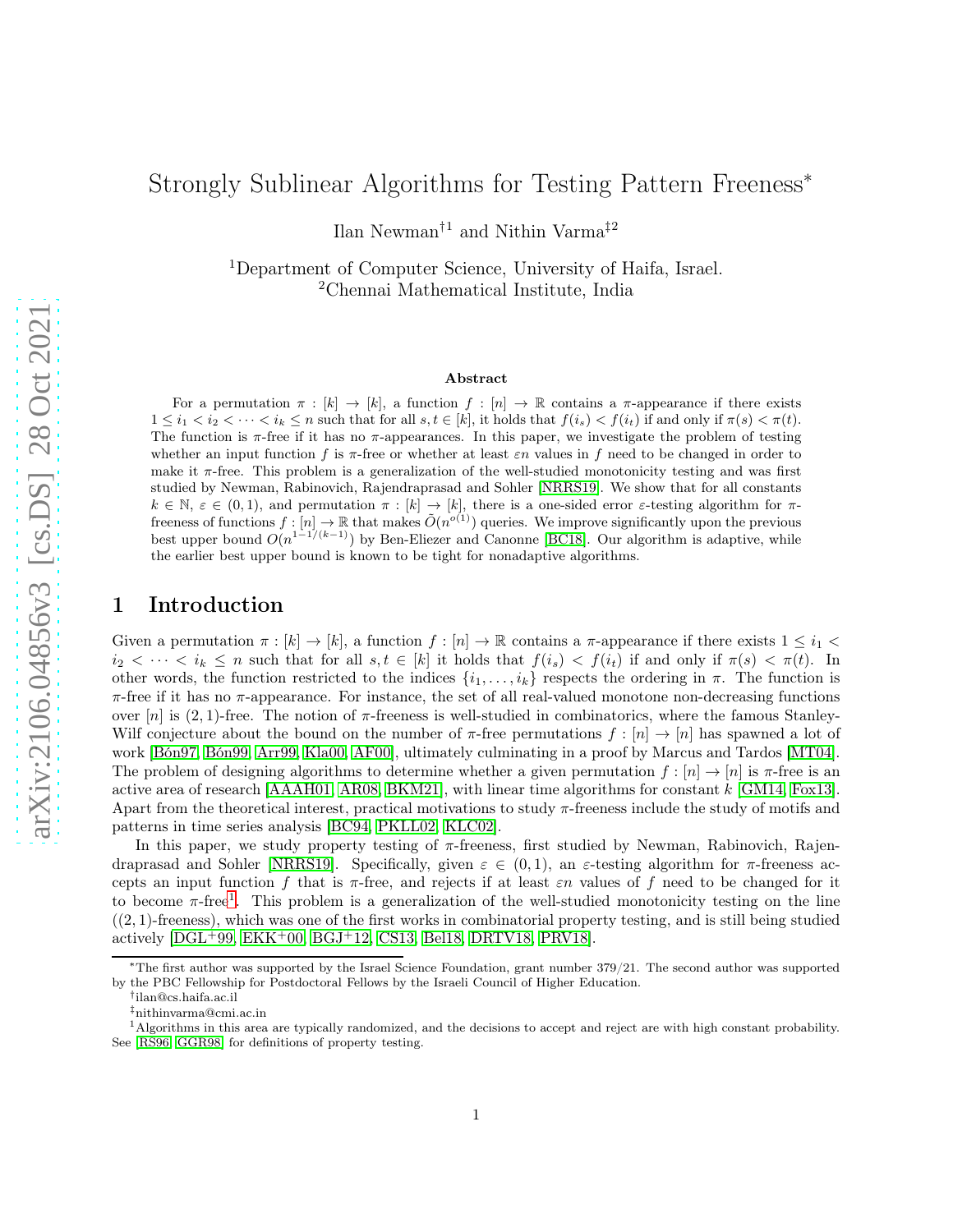# Strongly Sublinear Algorithms for Testing Pattern Freeness*

Ilan Newman[†1] and Nithin Varma[‡2]

[1]Department of Computer Science, University of Haifa, Israel.
[2]Chennai Mathematical Institute, India

### Abstract

For a permutation $\pi : [k] \to [k]$, a function $f : [n] \to \mathbb{R}$ contains a $\pi$-appearance if there exists $1 \leq i_1 < i_2 < \cdots < i_k \leq n$ such that for all $s, t \in [k]$, it holds that $f(i_s) < f(i_t)$ if and only if $\pi(s) < \pi(t)$. The function is $\pi$-free if it has no $\pi$-appearances. In this paper, we investigate the problem of testing whether an input function $f$ is $\pi$-free or whether at least $\varepsilon n$ values in $f$ need to be changed in order to make it $\pi$-free. This problem is a generalization of the well-studied monotonicity testing and was first studied by Newman, Rabinovich, Rajendraprasad and Sohler [NRRS19]. We show that for all constants $k \in \mathbb{N}$, $\varepsilon \in (0,1)$, and permutation $\pi : [k] \to [k]$, there is a one-sided error $\varepsilon$-testing algorithm for $\pi$-freeness of functions $f : [n] \to \mathbb{R}$ that makes $\widetilde{O}(n^{o(1)})$ queries. We improve significantly upon the previous best upper bound $O(n^{1-1/(k-1)})$ by Ben-Eliezer and Canonne [BC18]. Our algorithm is adaptive, while the earlier best upper bound is known to be tight for nonadaptive algorithms.

## 1 Introduction

Given a permutation $\pi : [k] \to [k]$, a function $f : [n] \to \mathbb{R}$ contains a $\pi$-appearance if there exists $1 \leq i_1 < i_2 < \cdots < i_k \leq n$ such that for all $s, t \in [k]$ it holds that $f(i_s) < f(i_t)$ if and only if $\pi(s) < \pi(t)$. In other words, the function restricted to the indices $\{i_1, \ldots, i_k\}$ respects the ordering in $\pi$. The function is $\pi$-free if it has no $\pi$-appearance. For instance, the set of all real-valued monotone non-decreasing functions over $[n]$ is $(2,1)$-free. The notion of $\pi$-freeness is well-studied in combinatorics, where the famous Stanley-Wilf conjecture about the bound on the number of $\pi$-free permutations $f : [n] \to [n]$ has spawned a lot of work [Bón97, Bón99, Arr99, Kla00, AF00], ultimately culminating in a proof by Marcus and Tardos [MT04]. The problem of designing algorithms to determine whether a given permutation $f : [n] \to [n]$ is $\pi$-free is an active area of research [AAAH01, AR08, BKM21], with linear time algorithms for constant $k$ [GM14, Fox13]. Apart from the theoretical interest, practical motivations to study $\pi$-freeness include the study of motifs and patterns in time series analysis [BC94, PKLL02, KLC02].

In this paper, we study property testing of $\pi$-freeness, first studied by Newman, Rabinovich, Rajendraprasad and Sohler [NRRS19]. Specifically, given $\varepsilon \in (0,1)$, an $\varepsilon$-testing algorithm for $\pi$-freeness accepts an input function $f$ that is $\pi$-free, and rejects if at least $\varepsilon n$ values of $f$ need to be changed for it to become $\pi$-free[1]. This problem is a generalization of the well-studied monotonicity testing on the line ($(2,1)$-freeness), which was one of the first works in combinatorial property testing, and is still being studied actively [DGL+99, EKK+00, BGJ+12, CS13, Bel18, DRTV18, PRV18].

*The first author was supported by the Israel Science Foundation, grant number 379/21. The second author was supported by the PBC Fellowship for Postdoctoral Fellows by the Israeli Council of Higher Education.

†ilan@cs.haifa.ac.il

‡nithinvarma@cmi.ac.in

[1]Algorithms in this area are typically randomized, and the decisions to accept and reject are with high constant probability. See [RS96, GGR98] for definitions of property testing.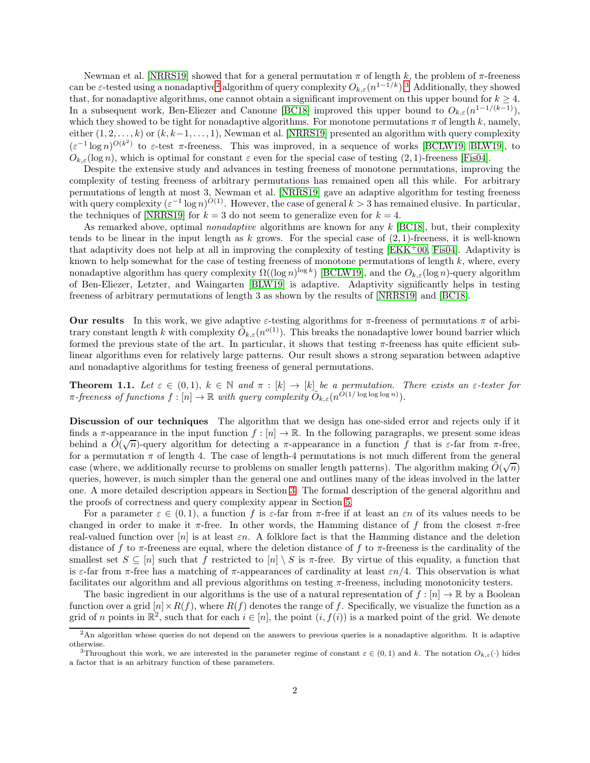Newman et al. [NRRS19] showed that for a general permutation $\pi$ of length $k$, the problem of $\pi$-freeness can be $\varepsilon$-tested using a nonadaptive[2] algorithm of query complexity $O_{k,\varepsilon}(n^{1-1/k})$.[3] Additionally, they showed that, for nonadaptive algorithms, one cannot obtain a significant improvement on this upper bound for $k \geq 4$. In a subsequent work, Ben-Eliezer and Canonne [BC18] improved this upper bound to $O_{k,\varepsilon}(n^{1-1/(k-1)})$, which they showed to be tight for nonadaptive algorithms. For monotone permutations $\pi$ of length $k$, namely, either $(1, 2, \ldots, k)$ or $(k, k-1, \ldots, 1)$, Newman et al. [NRRS19] presented an algorithm with query complexity $(\varepsilon^{-1} \log n)^{O(k^2)}$ to $\varepsilon$-test $\pi$-freeness. This was improved, in a sequence of works [BCLW19, BLW19], to $O_{k,\varepsilon}(\log n)$, which is optimal for constant $\varepsilon$ even for the special case of testing $(2, 1)$-freeness [Fis04].

Despite the extensive study and advances in testing freeness of monotone permutations, improving the complexity of testing freeness of arbitrary permutations has remained open all this while. For arbitrary permutations of length at most 3, Newman et al. [NRRS19] gave an adaptive algorithm for testing freeness with query complexity $(\varepsilon^{-1} \log n)^{O(1)}$. However, the case of general $k > 3$ has remained elusive. In particular, the techniques of [NRRS19] for $k = 3$ do not seem to generalize even for $k = 4$.

As remarked above, optimal *nonadaptive* algorithms are known for any $k$ [BC18], but, their complexity tends to be linear in the input length as $k$ grows. For the special case of $(2, 1)$-freeness, it is well-known that adaptivity does not help at all in improving the complexity of testing [EKK+00, Fis04]. Adaptivity is known to help somewhat for the case of testing freeness of monotone permutations of length $k$, where, every nonadaptive algorithm has query complexity $\Omega((\log n)^{\log k})$ [BCLW19], and the $O_{k,\varepsilon}(\log n)$-query algorithm of Ben-Eliezer, Letzter, and Waingarten [BLW19] is adaptive. Adaptivity significantly helps in testing freeness of arbitrary permutations of length 3 as shown by the results of [NRRS19] and [BC18].

**Our results** In this work, we give adaptive $\varepsilon$-testing algorithms for $\pi$-freeness of permutations $\pi$ of arbitrary constant length $k$ with complexity $\tilde{O}_{k,\varepsilon}(n^{o(1)})$. This breaks the nonadaptive lower bound barrier which formed the previous state of the art. In particular, it shows that testing $\pi$-freeness has quite efficient sublinear algorithms even for relatively large patterns. Our result shows a strong separation between adaptive and nonadaptive algorithms for testing freeness of general permutations.

**Theorem 1.1.** *Let $\varepsilon \in (0, 1)$, $k \in \mathbb{N}$ and $\pi : [k] \to [k]$ be a permutation. There exists an $\varepsilon$-tester for $\pi$-freeness of functions $f : [n] \to \mathbb{R}$ with query complexity $\tilde{O}_{k,\varepsilon}(n^{O(1/\log \log \log n)})$.*

**Discussion of our techniques** The algorithm that we design has one-sided error and rejects only if it finds a $\pi$-appearance in the input function $f : [n] \to \mathbb{R}$. In the following paragraphs, we present some ideas behind a $\tilde{O}(\sqrt{n})$-query algorithm for detecting a $\pi$-appearance in a function $f$ that is $\varepsilon$-far from $\pi$-free, for a permutation $\pi$ of length 4. The case of length-4 permutations is not much different from the general case (where, we additionally recurse to problems on smaller length patterns). The algorithm making $\tilde{O}(\sqrt{n})$ queries, however, is much simpler than the general one and outlines many of the ideas involved in the latter one. A more detailed description appears in Section 3. The formal description of the general algorithm and the proofs of correctness and query complexity appear in Section 5.

For a parameter $\varepsilon \in (0, 1)$, a function $f$ is $\varepsilon$-far from $\pi$-free if at least an $\varepsilon n$ of its values needs to be changed in order to make it $\pi$-free. In other words, the Hamming distance of $f$ from the closest $\pi$-free real-valued function over $[n]$ is at least $\varepsilon n$. A folklore fact is that the Hamming distance and the deletion distance of $f$ to $\pi$-freeness are equal, where the deletion distance of $f$ to $\pi$-freeness is the cardinality of the smallest set $S \subseteq [n]$ such that $f$ restricted to $[n] \setminus S$ is $\pi$-free. By virtue of this equality, a function that is $\varepsilon$-far from $\pi$-free has a matching of $\pi$-appearances of cardinality at least $\varepsilon n/4$. This observation is what facilitates our algorithm and all previous algorithms on testing $\pi$-freeness, including monotonicity testers.

The basic ingredient in our algorithms is the use of a natural representation of $f : [n] \to \mathbb{R}$ by a Boolean function over a grid $[n] \times R(f)$, where $R(f)$ denotes the range of $f$. Specifically, we visualize the function as a grid of $n$ points in $\mathbb{R}^2$, such that for each $i \in [n]$, the point $(i, f(i))$ is a marked point of the grid. We denote

---

[2] An algorithm whose queries do not depend on the answers to previous queries is a nonadaptive algorithm. It is adaptive otherwise.

[3] Throughout this work, we are interested in the parameter regime of constant $\varepsilon \in (0, 1)$ and $k$. The notation $O_{k,\varepsilon}(\cdot)$ hides a factor that is an arbitrary function of these parameters.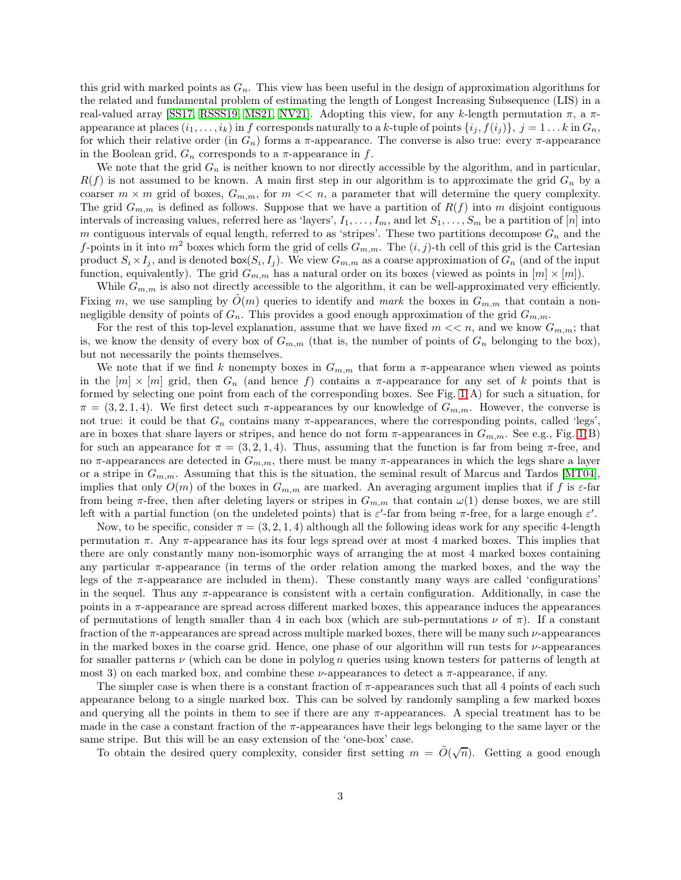this grid with marked points as $G_n$. This view has been useful in the design of approximation algorithms for the related and fundamental problem of estimating the length of Longest Increasing Subsequence (LIS) in a real-valued array [SS17, RSSS19, MS21, NV21]. Adopting this view, for any $k$-length permutation $\pi$, a $\pi$-appearance at places $(i_1, \ldots, i_k)$ in $f$ corresponds naturally to a $k$-tuple of points $\{i_j, f(i_j)\}$, $j = 1 \ldots k$ in $G_n$, for which their relative order (in $G_n$) forms a $\pi$-appearance. The converse is also true: every $\pi$-appearance in the Boolean grid, $G_n$ corresponds to a $\pi$-appearance in $f$.

We note that the grid $G_n$ is neither known to nor directly accessible by the algorithm, and in particular, $R(f)$ is not assumed to be known. A main first step in our algorithm is to approximate the grid $G_n$ by a coarser $m \times m$ grid of boxes, $G_{m,m}$, for $m << n$, a parameter that will determine the query complexity. The grid $G_{m,m}$ is defined as follows. Suppose that we have a partition of $R(f)$ into $m$ disjoint contiguous intervals of increasing values, referred here as 'layers', $I_1, \ldots, I_m$, and let $S_1, \ldots, S_m$ be a partition of $[n]$ into $m$ contiguous intervals of equal length, referred to as 'stripes'. These two partitions decompose $G_n$ and the $f$-points in it into $m^2$ boxes which form the grid of cells $G_{m,m}$. The $(i, j)$-th cell of this grid is the Cartesian product $S_i \times I_j$, and is denoted $\mathsf{box}(S_i, I_j)$. We view $G_{m,m}$ as a coarse approximation of $G_n$ (and of the input function, equivalently). The grid $G_{m,m}$ has a natural order on its boxes (viewed as points in $[m] \times [m]$).

While $G_{m,m}$ is also not directly accessible to the algorithm, it can be well-approximated very efficiently. Fixing $m$, we use sampling by $\tilde{O}(m)$ queries to identify and *mark* the boxes in $G_{m,m}$ that contain a non-negligible density of points of $G_n$. This provides a good enough approximation of the grid $G_{m,m}$.

For the rest of this top-level explanation, assume that we have fixed $m << n$, and we know $G_{m,m}$; that is, we know the density of every box of $G_{m,m}$ (that is, the number of points of $G_n$ belonging to the box), but not necessarily the points themselves.

We note that if we find $k$ nonempty boxes in $G_{m,m}$ that form a $\pi$-appearance when viewed as points in the $[m] \times [m]$ grid, then $G_n$ (and hence $f$) contains a $\pi$-appearance for any set of $k$ points that is formed by selecting one point from each of the corresponding boxes. See Fig. 1(A) for such a situation, for $\pi = (3, 2, 1, 4)$. We first detect such $\pi$-appearances by our knowledge of $G_{m,m}$. However, the converse is not true: it could be that $G_n$ contains many $\pi$-appearances, where the corresponding points, called 'legs', are in boxes that share layers or stripes, and hence do not form $\pi$-appearances in $G_{m,m}$. See e.g., Fig. 1(B) for such an appearance for $\pi = (3, 2, 1, 4)$. Thus, assuming that the function is far from being $\pi$-free, and no $\pi$-appearances are detected in $G_{m,m}$, there must be many $\pi$-appearances in which the legs share a layer or a stripe in $G_{m,m}$. Assuming that this is the situation, the seminal result of Marcus and Tardos [MT04], implies that only $O(m)$ of the boxes in $G_{m,m}$ are marked. An averaging argument implies that if $f$ is $\varepsilon$-far from being $\pi$-free, then after deleting layers or stripes in $G_{m,m}$ that contain $\omega(1)$ dense boxes, we are still left with a partial function (on the undeleted points) that is $\varepsilon'$-far from being $\pi$-free, for a large enough $\varepsilon'$.

Now, to be specific, consider $\pi = (3, 2, 1, 4)$ although all the following ideas work for any specific 4-length permutation $\pi$. Any $\pi$-appearance has its four legs spread over at most 4 marked boxes. This implies that there are only constantly many non-isomorphic ways of arranging the at most 4 marked boxes containing any particular $\pi$-appearance (in terms of the order relation among the marked boxes, and the way the legs of the $\pi$-appearance are included in them). These constantly many ways are called 'configurations' in the sequel. Thus any $\pi$-appearance is consistent with a certain configuration. Additionally, in case the points in a $\pi$-appearance are spread across different marked boxes, this appearance induces the appearances of permutations of length smaller than 4 in each box (which are sub-permutations $\nu$ of $\pi$). If a constant fraction of the $\pi$-appearances are spread across multiple marked boxes, there will be many such $\nu$-appearances in the marked boxes in the coarse grid. Hence, one phase of our algorithm will run tests for $\nu$-appearances for smaller patterns $\nu$ (which can be done in polylog $n$ queries using known testers for patterns of length at most 3) on each marked box, and combine these $\nu$-appearances to detect a $\pi$-appearance, if any.

The simpler case is when there is a constant fraction of $\pi$-appearances such that all 4 points of each such appearance belong to a single marked box. This can be solved by randomly sampling a few marked boxes and querying all the points in them to see if there are any $\pi$-appearances. A special treatment has to be made in the case a constant fraction of the $\pi$-appearances have their legs belonging to the same layer or the same stripe. But this will be an easy extension of the 'one-box' case.

To obtain the desired query complexity, consider first setting $m = \tilde{O}(\sqrt{n})$. Getting a good enough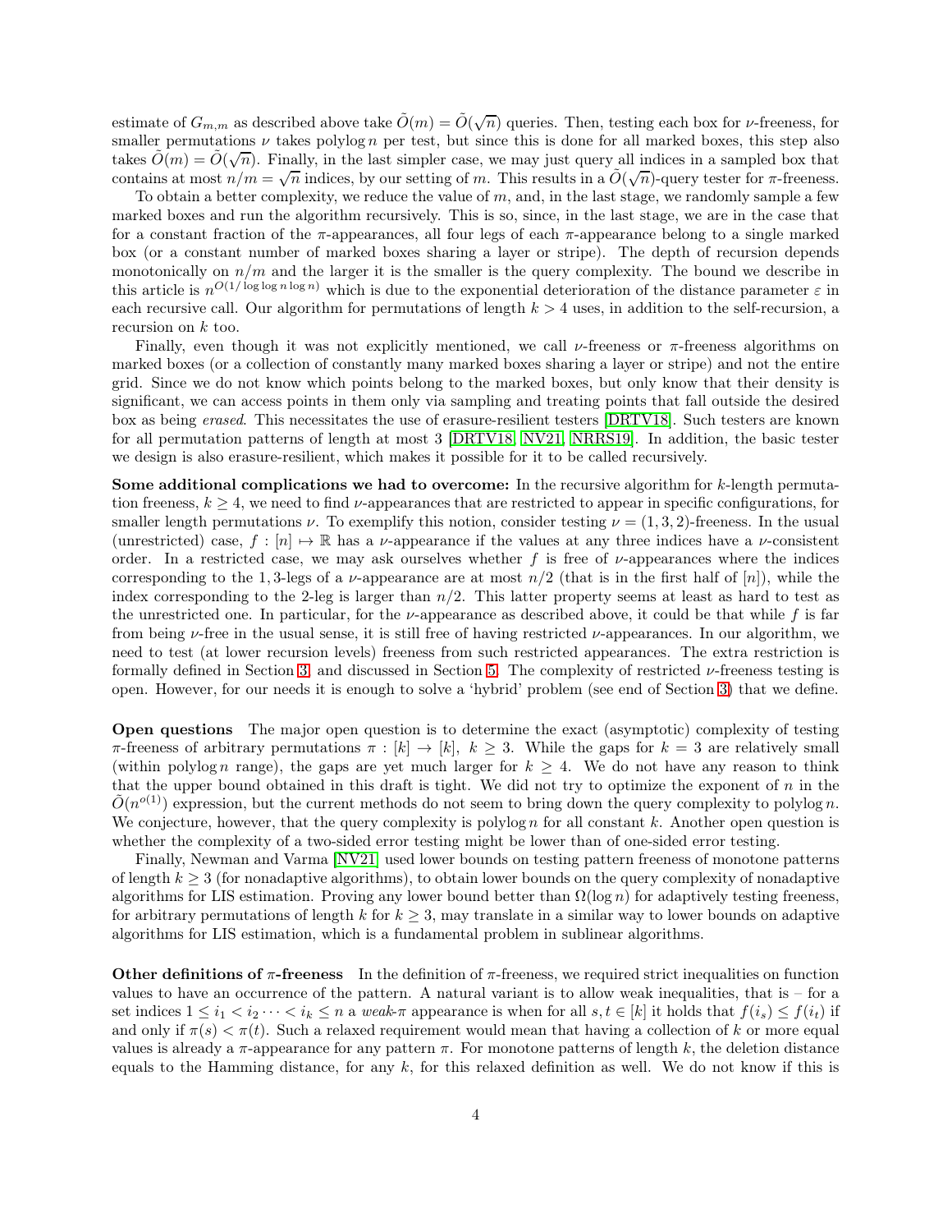estimate of $G_{m,m}$ as described above take $\tilde{O}(m) = \tilde{O}(\sqrt{n})$ queries. Then, testing each box for $\nu$-freeness, for smaller permutations $\nu$ takes polylog $n$ per test, but since this is done for all marked boxes, this step also takes $\tilde{O}(m) = \tilde{O}(\sqrt{n})$. Finally, in the last simpler case, we may just query all indices in a sampled box that contains at most $n/m = \sqrt{n}$ indices, by our setting of $m$. This results in a $\tilde{O}(\sqrt{n})$-query tester for $\pi$-freeness.

To obtain a better complexity, we reduce the value of $m$, and, in the last stage, we randomly sample a few marked boxes and run the algorithm recursively. This is so, since, in the last stage, we are in the case that for a constant fraction of the $\pi$-appearances, all four legs of each $\pi$-appearance belong to a single marked box (or a constant number of marked boxes sharing a layer or stripe). The depth of recursion depends monotonically on $n/m$ and the larger it is the smaller is the query complexity. The bound we describe in this article is $n^{O(1/\log\log n \log n)}$ which is due to the exponential deterioration of the distance parameter $\varepsilon$ in each recursive call. Our algorithm for permutations of length $k > 4$ uses, in addition to the self-recursion, a recursion on $k$ too.

Finally, even though it was not explicitly mentioned, we call $\nu$-freeness or $\pi$-freeness algorithms on marked boxes (or a collection of constantly many marked boxes sharing a layer or stripe) and not the entire grid. Since we do not know which points belong to the marked boxes, but only know that their density is significant, we can access points in them only via sampling and treating points that fall outside the desired box as being *erased*. This necessitates the use of erasure-resilient testers [DRTV18]. Such testers are known for all permutation patterns of length at most 3 [DRTV18, NV21, NRRS19]. In addition, the basic tester we design is also erasure-resilient, which makes it possible for it to be called recursively.

**Some additional complications we had to overcome:** In the recursive algorithm for $k$-length permutation freeness, $k \geq 4$, we need to find $\nu$-appearances that are restricted to appear in specific configurations, for smaller length permutations $\nu$. To exemplify this notion, consider testing $\nu = (1, 3, 2)$-freeness. In the usual (unrestricted) case, $f : [n] \mapsto \mathbb{R}$ has a $\nu$-appearance if the values at any three indices have a $\nu$-consistent order. In a restricted case, we may ask ourselves whether $f$ is free of $\nu$-appearances where the indices corresponding to the 1, 3-legs of a $\nu$-appearance are at most $n/2$ (that is in the first half of $[n]$), while the index corresponding to the 2-leg is larger than $n/2$. This latter property seems at least as hard to test as the unrestricted one. In particular, for the $\nu$-appearance as described above, it could be that while $f$ is far from being $\nu$-free in the usual sense, it is still free of having restricted $\nu$-appearances. In our algorithm, we need to test (at lower recursion levels) freeness from such restricted appearances. The extra restriction is formally defined in Section 3, and discussed in Section 5. The complexity of restricted $\nu$-freeness testing is open. However, for our needs it is enough to solve a 'hybrid' problem (see end of Section 3) that we define.

**Open questions** The major open question is to determine the exact (asymptotic) complexity of testing $\pi$-freeness of arbitrary permutations $\pi : [k] \to [k]$, $k \geq 3$. While the gaps for $k = 3$ are relatively small (within polylog $n$ range), the gaps are yet much larger for $k \geq 4$. We do not have any reason to think that the upper bound obtained in this draft is tight. We did not try to optimize the exponent of $n$ in the $\tilde{O}(n^{o(1)})$ expression, but the current methods do not seem to bring down the query complexity to polylog $n$. We conjecture, however, that the query complexity is polylog $n$ for all constant $k$. Another open question is whether the complexity of a two-sided error testing might be lower than of one-sided error testing.

Finally, Newman and Varma [NV21] used lower bounds on testing pattern freeness of monotone patterns of length $k \geq 3$ (for nonadaptive algorithms), to obtain lower bounds on the query complexity of nonadaptive algorithms for LIS estimation. Proving any lower bound better than $\Omega(\log n)$ for adaptively testing freeness, for arbitrary permutations of length $k$ for $k \geq 3$, may translate in a similar way to lower bounds on adaptive algorithms for LIS estimation, which is a fundamental problem in sublinear algorithms.

**Other definitions of $\pi$-freeness** In the definition of $\pi$-freeness, we required strict inequalities on function values to have an occurrence of the pattern. A natural variant is to allow weak inequalities, that is – for a set indices $1 \leq i_1 < i_2 \cdots < i_k \leq n$ a *weak-$\pi$* appearance is when for all $s, t \in [k]$ it holds that $f(i_s) \leq f(i_t)$ if and only if $\pi(s) < \pi(t)$. Such a relaxed requirement would mean that having a collection of $k$ or more equal values is already a $\pi$-appearance for any pattern $\pi$. For monotone patterns of length $k$, the deletion distance equals to the Hamming distance, for any $k$, for this relaxed definition as well. We do not know if this is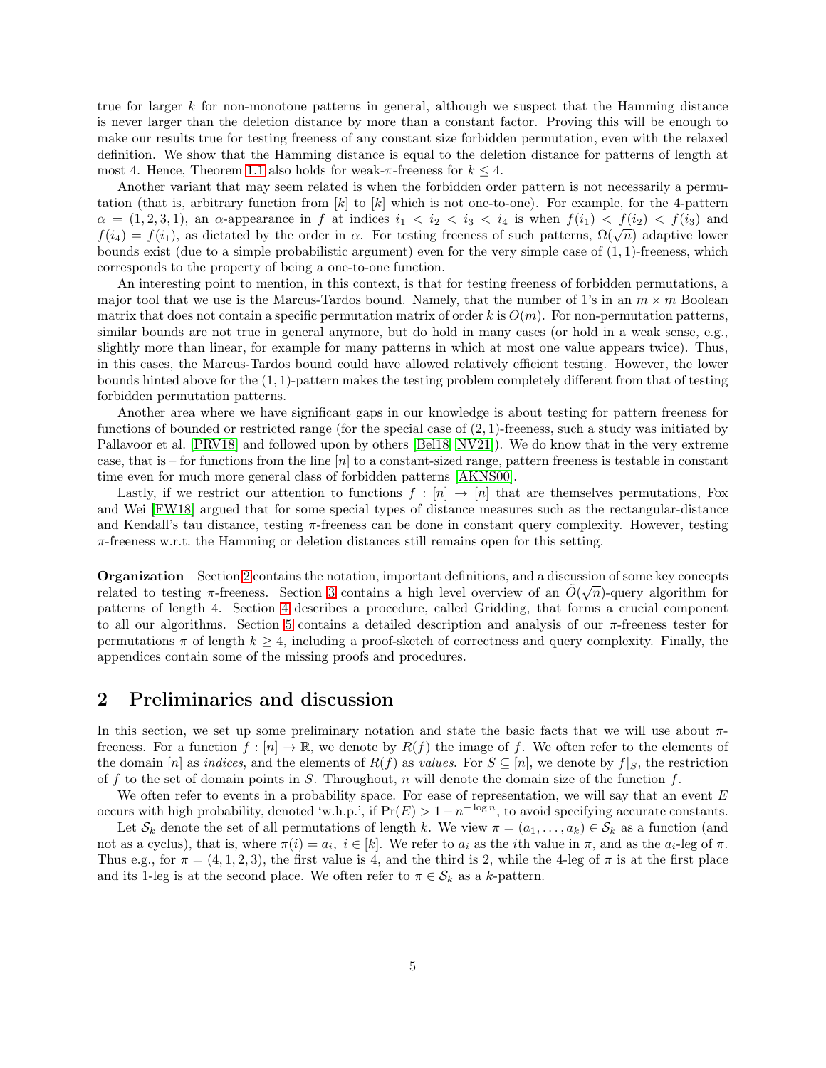true for larger $k$ for non-monotone patterns in general, although we suspect that the Hamming distance is never larger than the deletion distance by more than a constant factor. Proving this will be enough to make our results true for testing freeness of any constant size forbidden permutation, even with the relaxed definition. We show that the Hamming distance is equal to the deletion distance for patterns of length at most 4. Hence, Theorem 1.1 also holds for weak-$\pi$-freeness for $k \leq 4$.

Another variant that may seem related is when the forbidden order pattern is not necessarily a permutation (that is, arbitrary function from $[k]$ to $[k]$ which is not one-to-one). For example, for the 4-pattern $\alpha = (1, 2, 3, 1)$, an $\alpha$-appearance in $f$ at indices $i_1 < i_2 < i_3 < i_4$ is when $f(i_1) < f(i_2) < f(i_3)$ and $f(i_4) = f(i_1)$, as dictated by the order in $\alpha$. For testing freeness of such patterns, $\Omega(\sqrt{n})$ adaptive lower bounds exist (due to a simple probabilistic argument) even for the very simple case of $(1, 1)$-freeness, which corresponds to the property of being a one-to-one function.

An interesting point to mention, in this context, is that for testing freeness of forbidden permutations, a major tool that we use is the Marcus-Tardos bound. Namely, that the number of 1's in an $m \times m$ Boolean matrix that does not contain a specific permutation matrix of order $k$ is $O(m)$. For non-permutation patterns, similar bounds are not true in general anymore, but do hold in many cases (or hold in a weak sense, e.g., slightly more than linear, for example for many patterns in which at most one value appears twice). Thus, in this cases, the Marcus-Tardos bound could have allowed relatively efficient testing. However, the lower bounds hinted above for the $(1, 1)$-pattern makes the testing problem completely different from that of testing forbidden permutation patterns.

Another area where we have significant gaps in our knowledge is about testing for pattern freeness for functions of bounded or restricted range (for the special case of $(2, 1)$-freeness, such a study was initiated by Pallavoor et al. [PRV18] and followed upon by others [Bel18, NV21]). We do know that in the very extreme case, that is – for functions from the line $[n]$ to a constant-sized range, pattern freeness is testable in constant time even for much more general class of forbidden patterns [AKNS00].

Lastly, if we restrict our attention to functions $f : [n] \to [n]$ that are themselves permutations, Fox and Wei [FW18] argued that for some special types of distance measures such as the rectangular-distance and Kendall's tau distance, testing $\pi$-freeness can be done in constant query complexity. However, testing $\pi$-freeness w.r.t. the Hamming or deletion distances still remains open for this setting.

**Organization** Section 2 contains the notation, important definitions, and a discussion of some key concepts related to testing $\pi$-freeness. Section 3 contains a high level overview of an $\tilde{O}(\sqrt{n})$-query algorithm for patterns of length 4. Section 4 describes a procedure, called Gridding, that forms a crucial component to all our algorithms. Section 5 contains a detailed description and analysis of our $\pi$-freeness tester for permutations $\pi$ of length $k \geq 4$, including a proof-sketch of correctness and query complexity. Finally, the appendices contain some of the missing proofs and procedures.

## 2 Preliminaries and discussion

In this section, we set up some preliminary notation and state the basic facts that we will use about $\pi$-freeness. For a function $f : [n] \to \mathbb{R}$, we denote by $R(f)$ the image of $f$. We often refer to the elements of the domain $[n]$ as *indices*, and the elements of $R(f)$ as *values*. For $S \subseteq [n]$, we denote by $f|_S$, the restriction of $f$ to the set of domain points in $S$. Throughout, $n$ will denote the domain size of the function $f$.

We often refer to events in a probability space. For ease of representation, we will say that an event $E$ occurs with high probability, denoted 'w.h.p.', if $\Pr(E) > 1 - n^{-\log n}$, to avoid specifying accurate constants.

Let $\mathcal{S}_k$ denote the set of all permutations of length $k$. We view $\pi = (a_1, \ldots, a_k) \in \mathcal{S}_k$ as a function (and not as a cyclus), that is, where $\pi(i) = a_i,\ i \in [k]$. We refer to $a_i$ as the $i$th value in $\pi$, and as the $a_i$-leg of $\pi$. Thus e.g., for $\pi = (4, 1, 2, 3)$, the first value is 4, and the third is 2, while the 4-leg of $\pi$ is at the first place and its 1-leg is at the second place. We often refer to $\pi \in \mathcal{S}_k$ as a $k$-pattern.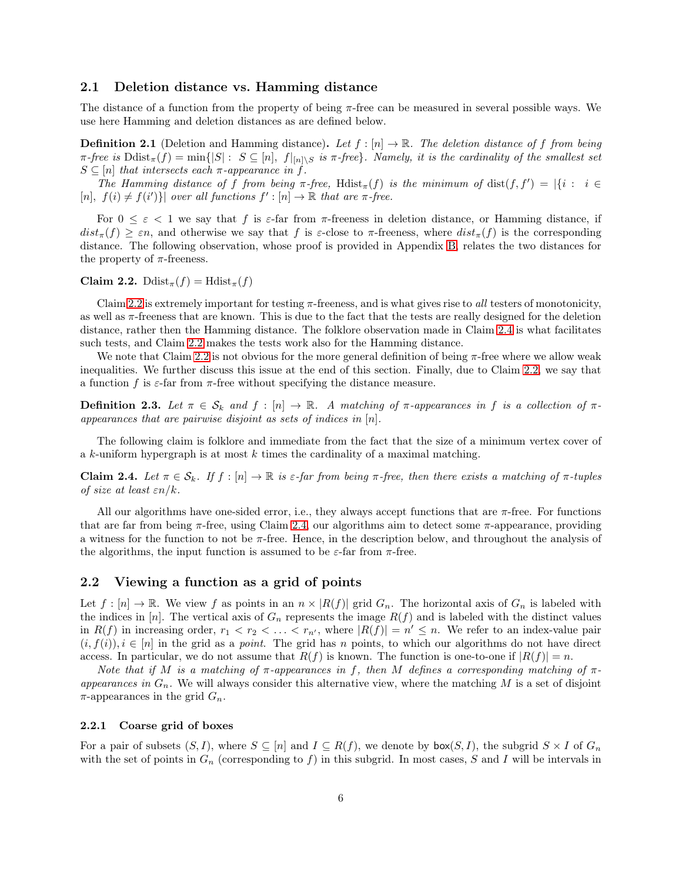## 2.1 Deletion distance vs. Hamming distance

The distance of a function from the property of being $\pi$-free can be measured in several possible ways. We use here Hamming and deletion distances as are defined below.

**Definition 2.1** (Deletion and Hamming distance)**.** *Let $f : [n] \to \mathbb{R}$. The deletion distance of $f$ from being $\pi$-free is $\mathrm{Ddist}_\pi(f) = \min\{|S| : S \subseteq [n],\ f|_{[n]\setminus S} \text{ is } \pi\text{-free}\}$. Namely, it is the cardinality of the smallest set $S \subseteq [n]$ that intersects each $\pi$-appearance in $f$.*

*The Hamming distance of $f$ from being $\pi$-free, $\mathrm{Hdist}_\pi(f)$ is the minimum of $\mathrm{dist}(f, f') = |\{i : i \in [n],\ f(i) \neq f(i')\}|$ over all functions $f' : [n] \to \mathbb{R}$ that are $\pi$-free.*

For $0 \leq \varepsilon < 1$ we say that $f$ is $\varepsilon$-far from $\pi$-freeness in deletion distance, or Hamming distance, if $dist_\pi(f) \geq \varepsilon n$, and otherwise we say that $f$ is $\varepsilon$-close to $\pi$-freeness, where $dist_\pi(f)$ is the corresponding distance. The following observation, whose proof is provided in Appendix B, relates the two distances for the property of $\pi$-freeness.

**Claim 2.2.** $\mathrm{Ddist}_\pi(f) = \mathrm{Hdist}_\pi(f)$

Claim 2.2 is extremely important for testing $\pi$-freeness, and is what gives rise to *all* testers of monotonicity, as well as $\pi$-freeness that are known. This is due to the fact that the tests are really designed for the deletion distance, rather then the Hamming distance. The folklore observation made in Claim 2.4 is what facilitates such tests, and Claim 2.2 makes the tests work also for the Hamming distance.

We note that Claim 2.2 is not obvious for the more general definition of being $\pi$-free where we allow weak inequalities. We further discuss this issue at the end of this section. Finally, due to Claim 2.2, we say that a function $f$ is $\varepsilon$-far from $\pi$-free without specifying the distance measure.

**Definition 2.3.** *Let $\pi \in \mathcal{S}_k$ and $f : [n] \to \mathbb{R}$. A matching of $\pi$-appearances in $f$ is a collection of $\pi$-appearances that are pairwise disjoint as sets of indices in $[n]$.*

The following claim is folklore and immediate from the fact that the size of a minimum vertex cover of a $k$-uniform hypergraph is at most $k$ times the cardinality of a maximal matching.

**Claim 2.4.** *Let $\pi \in \mathcal{S}_k$. If $f : [n] \to \mathbb{R}$ is $\varepsilon$-far from being $\pi$-free, then there exists a matching of $\pi$-tuples of size at least $\varepsilon n/k$.*

All our algorithms have one-sided error, i.e., they always accept functions that are $\pi$-free. For functions that are far from being $\pi$-free, using Claim 2.4, our algorithms aim to detect some $\pi$-appearance, providing a witness for the function to not be $\pi$-free. Hence, in the description below, and throughout the analysis of the algorithms, the input function is assumed to be $\varepsilon$-far from $\pi$-free.

## 2.2 Viewing a function as a grid of points

Let $f : [n] \to \mathbb{R}$. We view $f$ as points in an $n \times |R(f)|$ grid $G_n$. The horizontal axis of $G_n$ is labeled with the indices in $[n]$. The vertical axis of $G_n$ represents the image $R(f)$ and is labeled with the distinct values in $R(f)$ in increasing order, $r_1 < r_2 < \ldots < r_{n'}$, where $|R(f)| = n' \leq n$. We refer to an index-value pair $(i, f(i)), i \in [n]$ in the grid as a *point*. The grid has $n$ points, to which our algorithms do not have direct access. In particular, we do not assume that $R(f)$ is known. The function is one-to-one if $|R(f)| = n$.

*Note that if $M$ is a matching of $\pi$-appearances in $f$, then $M$ defines a corresponding matching of $\pi$-appearances in $G_n$.* We will always consider this alternative view, where the matching $M$ is a set of disjoint $\pi$-appearances in the grid $G_n$.

### 2.2.1 Coarse grid of boxes

For a pair of subsets $(S, I)$, where $S \subseteq [n]$ and $I \subseteq R(f)$, we denote by $\mathsf{box}(S, I)$, the subgrid $S \times I$ of $G_n$ with the set of points in $G_n$ (corresponding to $f$) in this subgrid. In most cases, $S$ and $I$ will be intervals in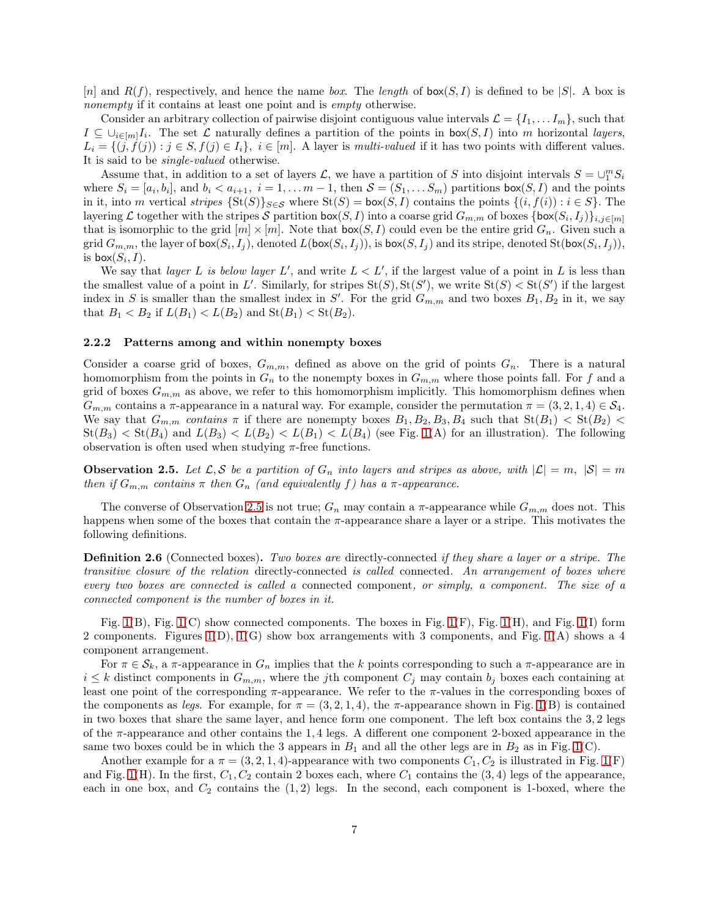$[n]$ and $R(f)$, respectively, and hence the name *box*. The *length* of $\mathsf{box}(S, I)$ is defined to be $|S|$. A box is *nonempty* if it contains at least one point and is *empty* otherwise.

Consider an arbitrary collection of pairwise disjoint contiguous value intervals $\mathcal{L} = \{I_1, \ldots I_m\}$, such that $I \subseteq \cup_{i\in[m]} I_i$. The set $\mathcal{L}$ naturally defines a partition of the points in $\mathsf{box}(S, I)$ into $m$ horizontal *layers*, $L_i = \{(j, f(j)) : j \in S, f(j) \in I_i\}$, $i \in [m]$. A layer is *multi-valued* if it has two points with different values. It is said to be *single-valued* otherwise.

Assume that, in addition to a set of layers $\mathcal{L}$, we have a partition of $S$ into disjoint intervals $S = \cup_1^m S_i$ where $S_i = [a_i, b_i]$, and $b_i < a_{i+1}$, $i = 1, \ldots m-1$, then $\mathcal{S} = (S_1, \ldots S_m)$ partitions $\mathsf{box}(S, I)$ and the points in it, into $m$ vertical *stripes* $\{\mathrm{St}(S)\}_{S\in\mathcal{S}}$ where $\mathrm{St}(S) = \mathsf{box}(S, I)$ contains the points $\{(i, f(i)) : i \in S\}$. The layering $\mathcal{L}$ together with the stripes $\mathcal{S}$ partition $\mathsf{box}(S, I)$ into a coarse grid $G_{m,m}$ of boxes $\{\mathsf{box}(S_i, I_j)\}_{i,j\in[m]}$ that is isomorphic to the grid $[m] \times [m]$. Note that $\mathsf{box}(S, I)$ could even be the entire grid $G_n$. Given such a grid $G_{m,m}$, the layer of $\mathsf{box}(S_i, I_j)$, denoted $L(\mathsf{box}(S_i, I_j))$, is $\mathsf{box}(S, I_j)$ and its stripe, denoted $\mathrm{St}(\mathsf{box}(S_i, I_j))$, is $\mathsf{box}(S_i, I)$.

We say that *layer $L$ is below layer $L'$*, and write $L < L'$, if the largest value of a point in $L$ is less than the smallest value of a point in $L'$. Similarly, for stripes $\mathrm{St}(S), \mathrm{St}(S')$, we write $\mathrm{St}(S) < \mathrm{St}(S')$ if the largest index in $S$ is smaller than the smallest index in $S'$. For the grid $G_{m,m}$ and two boxes $B_1, B_2$ in it, we say that $B_1 < B_2$ if $L(B_1) < L(B_2)$ and $\mathrm{St}(B_1) < \mathrm{St}(B_2)$.

#### 2.2.2 Patterns among and within nonempty boxes

Consider a coarse grid of boxes, $G_{m,m}$, defined as above on the grid of points $G_n$. There is a natural homomorphism from the points in $G_n$ to the nonempty boxes in $G_{m,m}$ where those points fall. For $f$ and a grid of boxes $G_{m,m}$ as above, we refer to this homomorphism implicitly. This homomorphism defines when $G_{m,m}$ contains a $\pi$-appearance in a natural way. For example, consider the permutation $\pi = (3, 2, 1, 4) \in \mathcal{S}_4$. We say that $G_{m,m}$ *contains* $\pi$ if there are nonempty boxes $B_1, B_2, B_3, B_4$ such that $\mathrm{St}(B_1) < \mathrm{St}(B_2) < \mathrm{St}(B_3) < \mathrm{St}(B_4)$ and $L(B_3) < L(B_2) < L(B_1) < L(B_4)$ (see Fig. 1(A) for an illustration). The following observation is often used when studying $\pi$-free functions.

**Observation 2.5.** *Let $\mathcal{L}, \mathcal{S}$ be a partition of $G_n$ into layers and stripes as above, with $|\mathcal{L}| = m$, $|\mathcal{S}| = m$ then if $G_{m,m}$ contains $\pi$ then $G_n$ (and equivalently $f$) has a $\pi$-appearance.*

The converse of Observation 2.5 is not true; $G_n$ may contain a $\pi$-appearance while $G_{m,m}$ does not. This happens when some of the boxes that contain the $\pi$-appearance share a layer or a stripe. This motivates the following definitions.

**Definition 2.6** (Connected boxes)**.** *Two boxes are* directly-connected *if they share a layer or a stripe. The transitive closure of the relation* directly-connected *is called* connected*. An arrangement of boxes where every two boxes are connected is called a* connected component*, or simply, a component. The size of a connected component is the number of boxes in it.*

Fig. 1(B), Fig. 1(C) show connected components. The boxes in Fig. 1(F), Fig. 1(H), and Fig. 1(I) form 2 components. Figures 1(D), 1(G) show box arrangements with 3 components, and Fig. 1(A) shows a 4 component arrangement.

For $\pi \in \mathcal{S}_k$, a $\pi$-appearance in $G_n$ implies that the $k$ points corresponding to such a $\pi$-appearance are in $i \le k$ distinct components in $G_{m,m}$, where the $j$th component $C_j$ may contain $b_j$ boxes each containing at least one point of the corresponding $\pi$-appearance. We refer to the $\pi$-values in the corresponding boxes of the components as *legs*. For example, for $\pi = (3, 2, 1, 4)$, the $\pi$-appearance shown in Fig. 1(B) is contained in two boxes that share the same layer, and hence form one component. The left box contains the $3, 2$ legs of the $\pi$-appearance and other contains the $1, 4$ legs. A different one component 2-boxed appearance in the same two boxes could be in which the 3 appears in $B_1$ and all the other legs are in $B_2$ as in Fig. 1(C).

Another example for a $\pi = (3, 2, 1, 4)$-appearance with two components $C_1, C_2$ is illustrated in Fig. 1(F) and Fig. 1(H). In the first, $C_1, C_2$ contain 2 boxes each, where $C_1$ contains the $(3, 4)$ legs of the appearance, each in one box, and $C_2$ contains the $(1, 2)$ legs. In the second, each component is 1-boxed, where the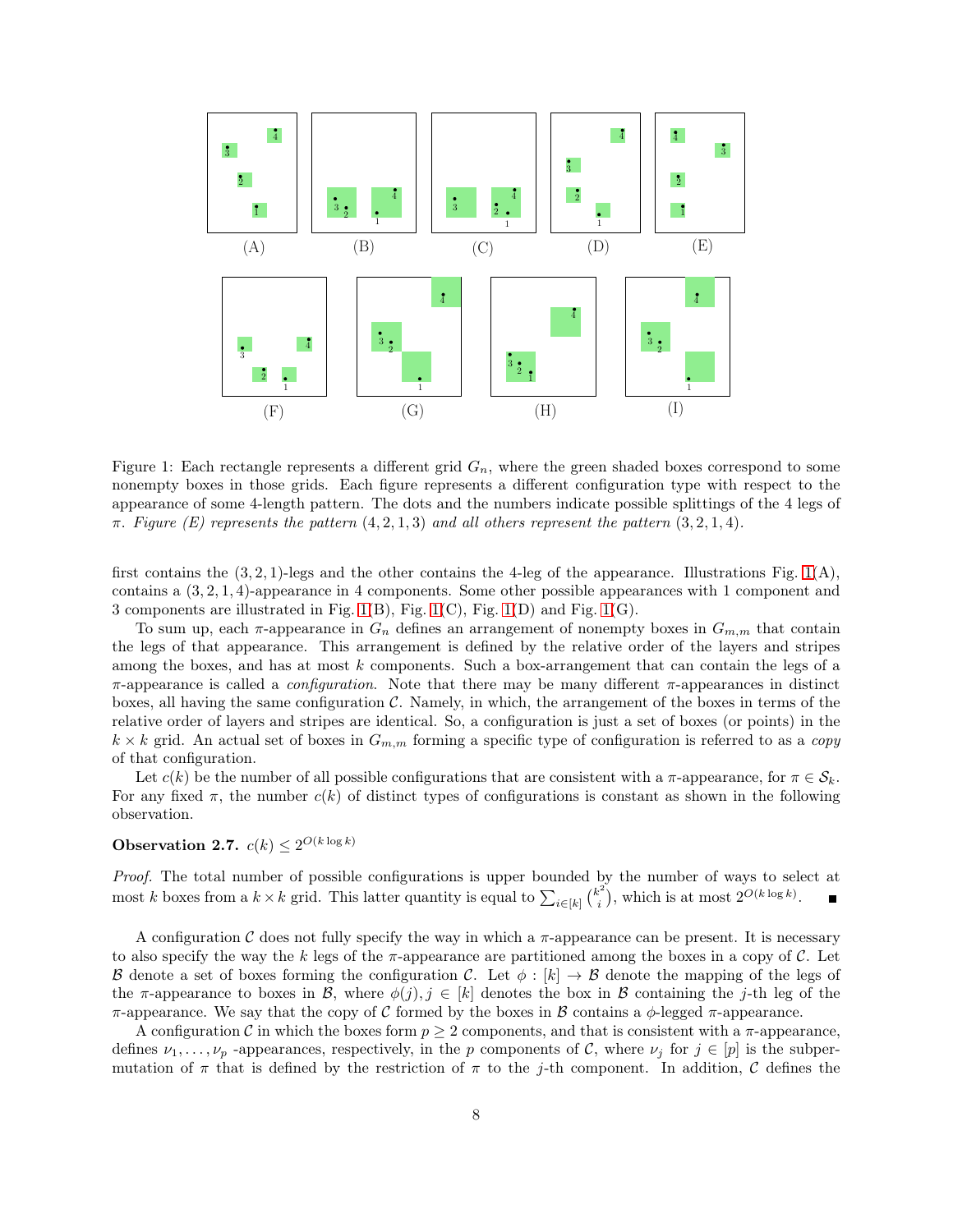Figure 1: Each rectangle represents a different grid $G_n$, where the green shaded boxes correspond to some nonempty boxes in those grids. Each figure represents a different configuration type with respect to the appearance of some 4-length pattern. The dots and the numbers indicate possible splittings of the 4 legs of $\pi$. *Figure (E) represents the pattern* $(4, 2, 1, 3)$ *and all others represent the pattern* $(3, 2, 1, 4)$.

first contains the $(3, 2, 1)$-legs and the other contains the 4-leg of the appearance. Illustrations Fig. 1(A), contains a $(3, 2, 1, 4)$-appearance in 4 components. Some other possible appearances with 1 component and 3 components are illustrated in Fig. 1(B), Fig. 1(C), Fig. 1(D) and Fig. 1(G).

To sum up, each $\pi$-appearance in $G_n$ defines an arrangement of nonempty boxes in $G_{m,m}$ that contain the legs of that appearance. This arrangement is defined by the relative order of the layers and stripes among the boxes, and has at most $k$ components. Such a box-arrangement that can contain the legs of a $\pi$-appearance is called a *configuration*. Note that there may be many different $\pi$-appearances in distinct boxes, all having the same configuration $\mathcal{C}$. Namely, in which, the arrangement of the boxes in terms of the relative order of layers and stripes are identical. So, a configuration is just a set of boxes (or points) in the $k \times k$ grid. An actual set of boxes in $G_{m,m}$ forming a specific type of configuration is referred to as a *copy* of that configuration.

Let $c(k)$ be the number of all possible configurations that are consistent with a $\pi$-appearance, for $\pi \in \mathcal{S}_k$. For any fixed $\pi$, the number $c(k)$ of distinct types of configurations is constant as shown in the following observation.

**Observation 2.7.** $c(k) \leq 2^{O(k \log k)}$

*Proof.* The total number of possible configurations is upper bounded by the number of ways to select at most $k$ boxes from a $k \times k$ grid. This latter quantity is equal to $\sum_{i \in [k]} \binom{k^2}{i}$, which is at most $2^{O(k \log k)}$. ∎

A configuration $\mathcal{C}$ does not fully specify the way in which a $\pi$-appearance can be present. It is necessary to also specify the way the $k$ legs of the $\pi$-appearance are partitioned among the boxes in a copy of $\mathcal{C}$. Let $\mathcal{B}$ denote a set of boxes forming the configuration $\mathcal{C}$. Let $\phi : [k] \to \mathcal{B}$ denote the mapping of the legs of the $\pi$-appearance to boxes in $\mathcal{B}$, where $\phi(j), j \in [k]$ denotes the box in $\mathcal{B}$ containing the $j$-th leg of the $\pi$-appearance. We say that the copy of $\mathcal{C}$ formed by the boxes in $\mathcal{B}$ contains a $\phi$-legged $\pi$-appearance.

A configuration $\mathcal{C}$ in which the boxes form $p \geq 2$ components, and that is consistent with a $\pi$-appearance, defines $\nu_1, \ldots, \nu_p$ -appearances, respectively, in the $p$ components of $\mathcal{C}$, where $\nu_j$ for $j \in [p]$ is the subpermutation of $\pi$ that is defined by the restriction of $\pi$ to the $j$-th component. In addition, $\mathcal{C}$ defines the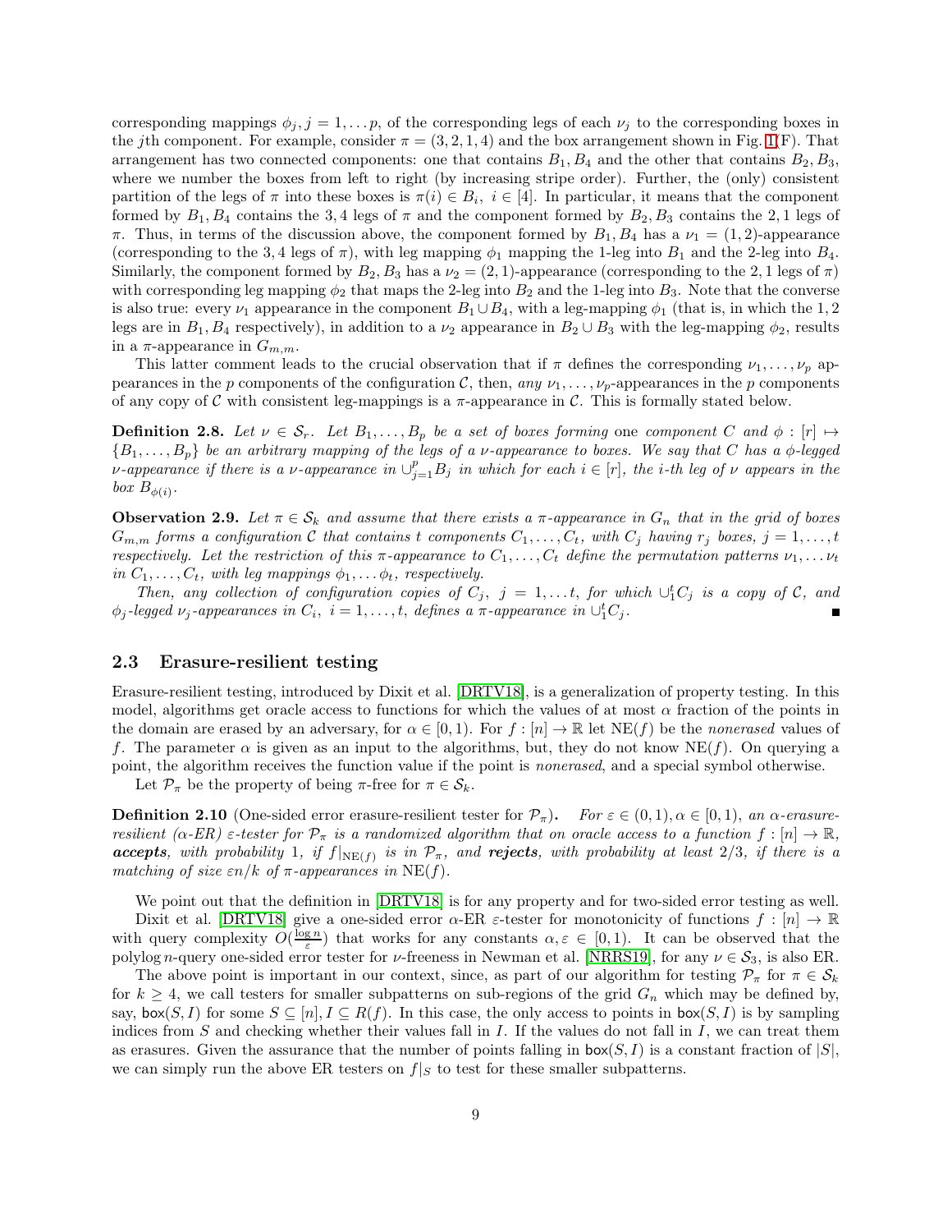corresponding mappings $\phi_j, j = 1, \ldots p$, of the corresponding legs of each $\nu_j$ to the corresponding boxes in the $j$th component. For example, consider $\pi = (3, 2, 1, 4)$ and the box arrangement shown in Fig. 1(F). That arrangement has two connected components: one that contains $B_1, B_4$ and the other that contains $B_2, B_3$, where we number the boxes from left to right (by increasing stripe order). Further, the (only) consistent partition of the legs of $\pi$ into these boxes is $\pi(i) \in B_i,\ i \in [4]$. In particular, it means that the component formed by $B_1, B_4$ contains the $3, 4$ legs of $\pi$ and the component formed by $B_2, B_3$ contains the $2, 1$ legs of $\pi$. Thus, in terms of the discussion above, the component formed by $B_1, B_4$ has a $\nu_1 = (1, 2)$-appearance (corresponding to the $3, 4$ legs of $\pi$), with leg mapping $\phi_1$ mapping the 1-leg into $B_1$ and the 2-leg into $B_4$. Similarly, the component formed by $B_2, B_3$ has a $\nu_2 = (2, 1)$-appearance (corresponding to the $2, 1$ legs of $\pi$) with corresponding leg mapping $\phi_2$ that maps the 2-leg into $B_2$ and the 1-leg into $B_3$. Note that the converse is also true: every $\nu_1$ appearance in the component $B_1 \cup B_4$, with a leg-mapping $\phi_1$ (that is, in which the $1, 2$ legs are in $B_1, B_4$ respectively), in addition to a $\nu_2$ appearance in $B_2 \cup B_3$ with the leg-mapping $\phi_2$, results in a $\pi$-appearance in $G_{m,m}$.

This latter comment leads to the crucial observation that if $\pi$ defines the corresponding $\nu_1, \ldots, \nu_p$ appearances in the $p$ components of the configuration $\mathcal{C}$, then, *any* $\nu_1, \ldots, \nu_p$-appearances in the $p$ components of any copy of $\mathcal{C}$ with consistent leg-mappings is a $\pi$-appearance in $\mathcal{C}$. This is formally stated below.

**Definition 2.8.** *Let $\nu \in \mathcal{S}_r$. Let $B_1, \ldots, B_p$ be a set of boxes forming* one *component $C$ and $\phi : [r] \mapsto \{B_1, \ldots, B_p\}$ be an arbitrary mapping of the legs of a $\nu$-appearance to boxes. We say that $C$ has a $\phi$-legged $\nu$-appearance if there is a $\nu$-appearance in $\cup_{j=1}^{p} B_j$ in which for each $i \in [r]$, the $i$-th leg of $\nu$ appears in the box $B_{\phi(i)}$.*

**Observation 2.9.** *Let $\pi \in \mathcal{S}_k$ and assume that there exists a $\pi$-appearance in $G_n$ that in the grid of boxes $G_{m,m}$ forms a configuration $\mathcal{C}$ that contains $t$ components $C_1, \ldots, C_t$, with $C_j$ having $r_j$ boxes, $j = 1, \ldots, t$ respectively. Let the restriction of this $\pi$-appearance to $C_1, \ldots, C_t$ define the permutation patterns $\nu_1, \ldots \nu_t$ in $C_1, \ldots, C_t$, with leg mappings $\phi_1, \ldots \phi_t$, respectively.*

*Then, any collection of configuration copies of $C_j,\ j = 1, \ldots t$, for which $\cup_1^t C_j$ is a copy of $\mathcal{C}$, and $\phi_j$-legged $\nu_j$-appearances in $C_i,\ i = 1, \ldots, t$, defines a $\pi$-appearance in $\cup_1^t C_j$.* ∎

## 2.3 Erasure-resilient testing

Erasure-resilient testing, introduced by Dixit et al. [DRTV18], is a generalization of property testing. In this model, algorithms get oracle access to functions for which the values of at most $\alpha$ fraction of the points in the domain are erased by an adversary, for $\alpha \in [0, 1)$. For $f : [n] \to \mathbb{R}$ let $\mathrm{NE}(f)$ be the *nonerased* values of $f$. The parameter $\alpha$ is given as an input to the algorithms, but, they do not know $\mathrm{NE}(f)$. On querying a point, the algorithm receives the function value if the point is *nonerased*, and a special symbol otherwise.

Let $\mathcal{P}_\pi$ be the property of being $\pi$-free for $\pi \in \mathcal{S}_k$.

**Definition 2.10** (One-sided error erasure-resilient tester for $\mathcal{P}_\pi$)**.** *For $\varepsilon \in (0, 1), \alpha \in [0, 1)$, an $\alpha$-erasure-resilient ($\alpha$-ER) $\varepsilon$-tester for $\mathcal{P}_\pi$ is a randomized algorithm that on oracle access to a function $f : [n] \to \mathbb{R}$, **accepts**, with probability 1, if $f|_{\mathrm{NE}(f)}$ is in $\mathcal{P}_\pi$, and **rejects**, with probability at least $2/3$, if there is a matching of size $\varepsilon n/k$ of $\pi$-appearances in $\mathrm{NE}(f)$.*

We point out that the definition in [DRTV18] is for any property and for two-sided error testing as well.

Dixit et al. [DRTV18] give a one-sided error $\alpha$-ER $\varepsilon$-tester for monotonicity of functions $f : [n] \to \mathbb{R}$ with query complexity $O(\frac{\log n}{\varepsilon})$ that works for any constants $\alpha, \varepsilon \in [0, 1)$. It can be observed that the polylog $n$-query one-sided error tester for $\nu$-freeness in Newman et al. [NRRS19], for any $\nu \in \mathcal{S}_3$, is also ER.

The above point is important in our context, since, as part of our algorithm for testing $\mathcal{P}_\pi$ for $\pi \in \mathcal{S}_k$ for $k \geq 4$, we call testers for smaller subpatterns on sub-regions of the grid $G_n$ which may be defined by, say, $\mathsf{box}(S, I)$ for some $S \subseteq [n], I \subseteq R(f)$. In this case, the only access to points in $\mathsf{box}(S, I)$ is by sampling indices from $S$ and checking whether their values fall in $I$. If the values do not fall in $I$, we can treat them as erasures. Given the assurance that the number of points falling in $\mathsf{box}(S, I)$ is a constant fraction of $|S|$, we can simply run the above ER testers on $f|_S$ to test for these smaller subpatterns.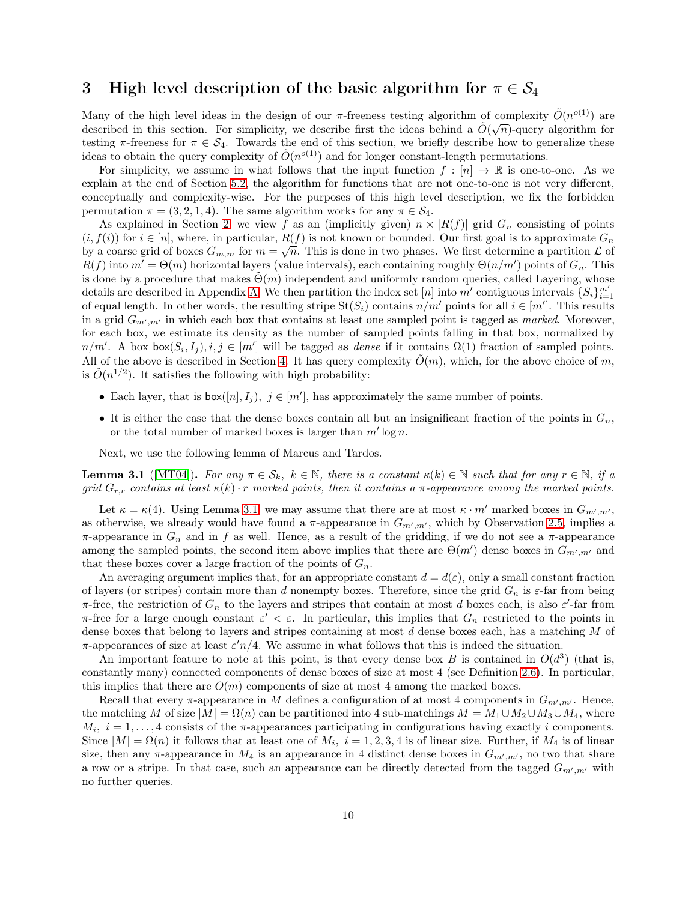# 3 High level description of the basic algorithm for $\pi \in \mathcal{S}_4$

Many of the high level ideas in the design of our $\pi$-freeness testing algorithm of complexity $\tilde{O}(n^{o(1)})$ are described in this section. For simplicity, we describe first the ideas behind a $\tilde{O}(\sqrt{n})$-query algorithm for testing $\pi$-freeness for $\pi \in \mathcal{S}_4$. Towards the end of this section, we briefly describe how to generalize these ideas to obtain the query complexity of $\tilde{O}(n^{o(1)})$ and for longer constant-length permutations.

For simplicity, we assume in what follows that the input function $f : [n] \to \mathbb{R}$ is one-to-one. As we explain at the end of Section 5.2, the algorithm for functions that are not one-to-one is not very different, conceptually and complexity-wise. For the purposes of this high level description, we fix the forbidden permutation $\pi = (3, 2, 1, 4)$. The same algorithm works for any $\pi \in \mathcal{S}_4$.

As explained in Section 2, we view $f$ as an (implicitly given) $n \times |R(f)|$ grid $G_n$ consisting of points $(i, f(i))$ for $i \in [n]$, where, in particular, $R(f)$ is not known or bounded. Our first goal is to approximate $G_n$ by a coarse grid of boxes $G_{m,m}$ for $m = \sqrt{n}$. This is done in two phases. We first determine a partition $\mathcal{L}$ of $R(f)$ into $m' = \Theta(m)$ horizontal layers (value intervals), each containing roughly $\Theta(n/m')$ points of $G_n$. This is done by a procedure that makes $\tilde{\Theta}(m)$ independent and uniformly random queries, called Layering, whose details are described in Appendix A. We then partition the index set $[n]$ into $m'$ contiguous intervals $\{S_i\}_{i=1}^{m'}$ of equal length. In other words, the resulting stripe $\mathrm{St}(S_i)$ contains $n/m'$ points for all $i \in [m']$. This results in a grid $G_{m',m'}$ in which each box that contains at least one sampled point is tagged as *marked*. Moreover, for each box, we estimate its density as the number of sampled points falling in that box, normalized by $n/m'$. A box $\mathsf{box}(S_i, I_j), i, j \in [m']$ will be tagged as *dense* if it contains $\Omega(1)$ fraction of sampled points. All of the above is described in Section 4. It has query complexity $\tilde{O}(m)$, which, for the above choice of $m$, is $\tilde{O}(n^{1/2})$. It satisfies the following with high probability:

- Each layer, that is $\mathsf{box}([n], I_j),\ j \in [m']$, has approximately the same number of points.
- It is either the case that the dense boxes contain all but an insignificant fraction of the points in $G_n$, or the total number of marked boxes is larger than $m' \log n$.

Next, we use the following lemma of Marcus and Tardos.

**Lemma 3.1** ([MT04]). *For any $\pi \in \mathcal{S}_k,\ k \in \mathbb{N}$, there is a constant $\kappa(k) \in \mathbb{N}$ such that for any $r \in \mathbb{N}$, if a grid $G_{r,r}$ contains at least $\kappa(k) \cdot r$ marked points, then it contains a $\pi$-appearance among the marked points.*

Let $\kappa = \kappa(4)$. Using Lemma 3.1, we may assume that there are at most $\kappa \cdot m'$ marked boxes in $G_{m',m'}$, as otherwise, we already would have found a $\pi$-appearance in $G_{m',m'}$, which by Observation 2.5, implies a $\pi$-appearance in $G_n$ and in $f$ as well. Hence, as a result of the gridding, if we do not see a $\pi$-appearance among the sampled points, the second item above implies that there are $\Theta(m')$ dense boxes in $G_{m',m'}$ and that these boxes cover a large fraction of the points of $G_n$.

An averaging argument implies that, for an appropriate constant $d = d(\varepsilon)$, only a small constant fraction of layers (or stripes) contain more than $d$ nonempty boxes. Therefore, since the grid $G_n$ is $\varepsilon$-far from being $\pi$-free, the restriction of $G_n$ to the layers and stripes that contain at most $d$ boxes each, is also $\varepsilon'$-far from $\pi$-free for a large enough constant $\varepsilon' < \varepsilon$. In particular, this implies that $G_n$ restricted to the points in dense boxes that belong to layers and stripes containing at most $d$ dense boxes each, has a matching $M$ of $\pi$-appearances of size at least $\varepsilon' n/4$. We assume in what follows that this is indeed the situation.

An important feature to note at this point, is that every dense box $B$ is contained in $O(d^3)$ (that is, constantly many) connected components of dense boxes of size at most 4 (see Definition 2.6). In particular, this implies that there are $O(m)$ components of size at most 4 among the marked boxes.

Recall that every $\pi$-appearance in $M$ defines a configuration of at most 4 components in $G_{m',m'}$. Hence, the matching $M$ of size $|M| = \Omega(n)$ can be partitioned into 4 sub-matchings $M = M_1 \cup M_2 \cup M_3 \cup M_4$, where $M_i,\ i = 1, \ldots, 4$ consists of the $\pi$-appearances participating in configurations having exactly $i$ components. Since $|M| = \Omega(n)$ it follows that at least one of $M_i,\ i = 1, 2, 3, 4$ is of linear size. Further, if $M_4$ is of linear size, then any $\pi$-appearance in $M_4$ is an appearance in 4 distinct dense boxes in $G_{m',m'}$, no two that share a row or a stripe. In that case, such an appearance can be directly detected from the tagged $G_{m',m'}$ with no further queries.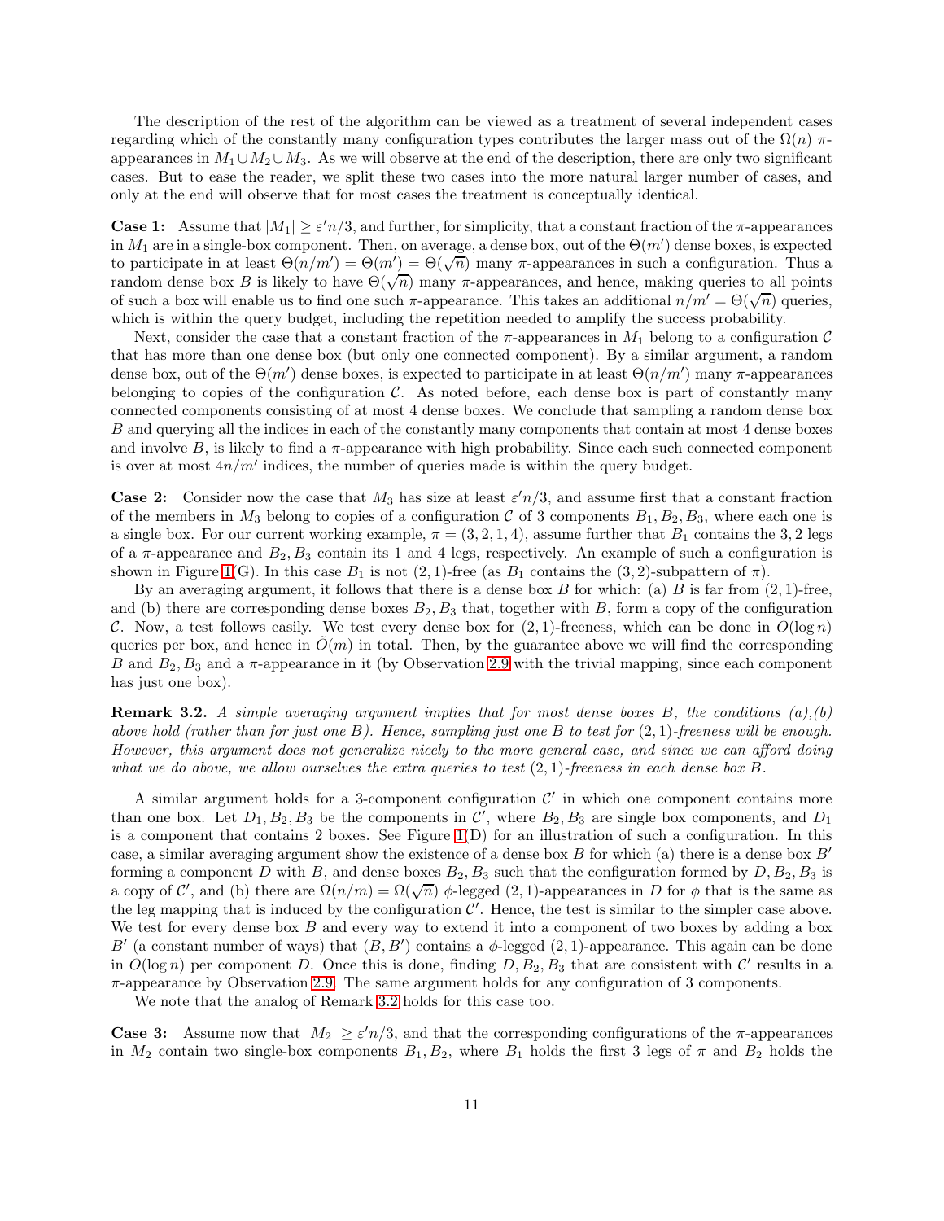The description of the rest of the algorithm can be viewed as a treatment of several independent cases regarding which of the constantly many configuration types contributes the larger mass out of the $\Omega(n)$ $\pi$-appearances in $M_1 \cup M_2 \cup M_3$. As we will observe at the end of the description, there are only two significant cases. But to ease the reader, we split these two cases into the more natural larger number of cases, and only at the end will observe that for most cases the treatment is conceptually identical.

**Case 1:** Assume that $|M_1| \geq \varepsilon' n/3$, and further, for simplicity, that a constant fraction of the $\pi$-appearances in $M_1$ are in a single-box component. Then, on average, a dense box, out of the $\Theta(m')$ dense boxes, is expected to participate in at least $\Theta(n/m') = \Theta(m') = \Theta(\sqrt{n})$ many $\pi$-appearances in such a configuration. Thus a random dense box $B$ is likely to have $\Theta(\sqrt{n})$ many $\pi$-appearances, and hence, making queries to all points of such a box will enable us to find one such $\pi$-appearance. This takes an additional $n/m' = \Theta(\sqrt{n})$ queries, which is within the query budget, including the repetition needed to amplify the success probability.

Next, consider the case that a constant fraction of the $\pi$-appearances in $M_1$ belong to a configuration $\mathcal{C}$ that has more than one dense box (but only one connected component). By a similar argument, a random dense box, out of the $\Theta(m')$ dense boxes, is expected to participate in at least $\Theta(n/m')$ many $\pi$-appearances belonging to copies of the configuration $\mathcal{C}$. As noted before, each dense box is part of constantly many connected components consisting of at most 4 dense boxes. We conclude that sampling a random dense box $B$ and querying all the indices in each of the constantly many components that contain at most 4 dense boxes and involve $B$, is likely to find a $\pi$-appearance with high probability. Since each such connected component is over at most $4n/m'$ indices, the number of queries made is within the query budget.

**Case 2:** Consider now the case that $M_3$ has size at least $\varepsilon' n/3$, and assume first that a constant fraction of the members in $M_3$ belong to copies of a configuration $\mathcal{C}$ of 3 components $B_1, B_2, B_3$, where each one is a single box. For our current working example, $\pi = (3, 2, 1, 4)$, assume further that $B_1$ contains the $3, 2$ legs of a $\pi$-appearance and $B_2, B_3$ contain its 1 and 4 legs, respectively. An example of such a configuration is shown in Figure 1(G). In this case $B_1$ is not $(2, 1)$-free (as $B_1$ contains the $(3, 2)$-subpattern of $\pi$).

By an averaging argument, it follows that there is a dense box $B$ for which: (a) $B$ is far from $(2, 1)$-free, and (b) there are corresponding dense boxes $B_2, B_3$ that, together with $B$, form a copy of the configuration $\mathcal{C}$. Now, a test follows easily. We test every dense box for $(2, 1)$-freeness, which can be done in $O(\log n)$ queries per box, and hence in $\tilde{O}(m)$ in total. Then, by the guarantee above we will find the corresponding $B$ and $B_2, B_3$ and a $\pi$-appearance in it (by Observation 2.9 with the trivial mapping, since each component has just one box).

**Remark 3.2.** *A simple averaging argument implies that for most dense boxes $B$, the conditions (a),(b) above hold (rather than for just one $B$). Hence, sampling just one $B$ to test for $(2, 1)$-freeness will be enough. However, this argument does not generalize nicely to the more general case, and since we can afford doing what we do above, we allow ourselves the extra queries to test $(2, 1)$-freeness in each dense box $B$.*

A similar argument holds for a 3-component configuration $\mathcal{C}'$ in which one component contains more than one box. Let $D_1, B_2, B_3$ be the components in $\mathcal{C}'$, where $B_2, B_3$ are single box components, and $D_1$ is a component that contains 2 boxes. See Figure 1(D) for an illustration of such a configuration. In this case, a similar averaging argument show the existence of a dense box $B$ for which (a) there is a dense box $B'$ forming a component $D$ with $B$, and dense boxes $B_2, B_3$ such that the configuration formed by $D, B_2, B_3$ is a copy of $\mathcal{C}'$, and (b) there are $\Omega(n/m) = \Omega(\sqrt{n})$ $\phi$-legged $(2, 1)$-appearances in $D$ for $\phi$ that is the same as the leg mapping that is induced by the configuration $\mathcal{C}'$. Hence, the test is similar to the simpler case above. We test for every dense box $B$ and every way to extend it into a component of two boxes by adding a box $B'$ (a constant number of ways) that $(B, B')$ contains a $\phi$-legged $(2, 1)$-appearance. This again can be done in $O(\log n)$ per component $D$. Once this is done, finding $D, B_2, B_3$ that are consistent with $\mathcal{C}'$ results in a $\pi$-appearance by Observation 2.9. The same argument holds for any configuration of 3 components.

We note that the analog of Remark 3.2 holds for this case too.

**Case 3:** Assume now that $|M_2| \geq \varepsilon' n/3$, and that the corresponding configurations of the $\pi$-appearances in $M_2$ contain two single-box components $B_1, B_2$, where $B_1$ holds the first 3 legs of $\pi$ and $B_2$ holds the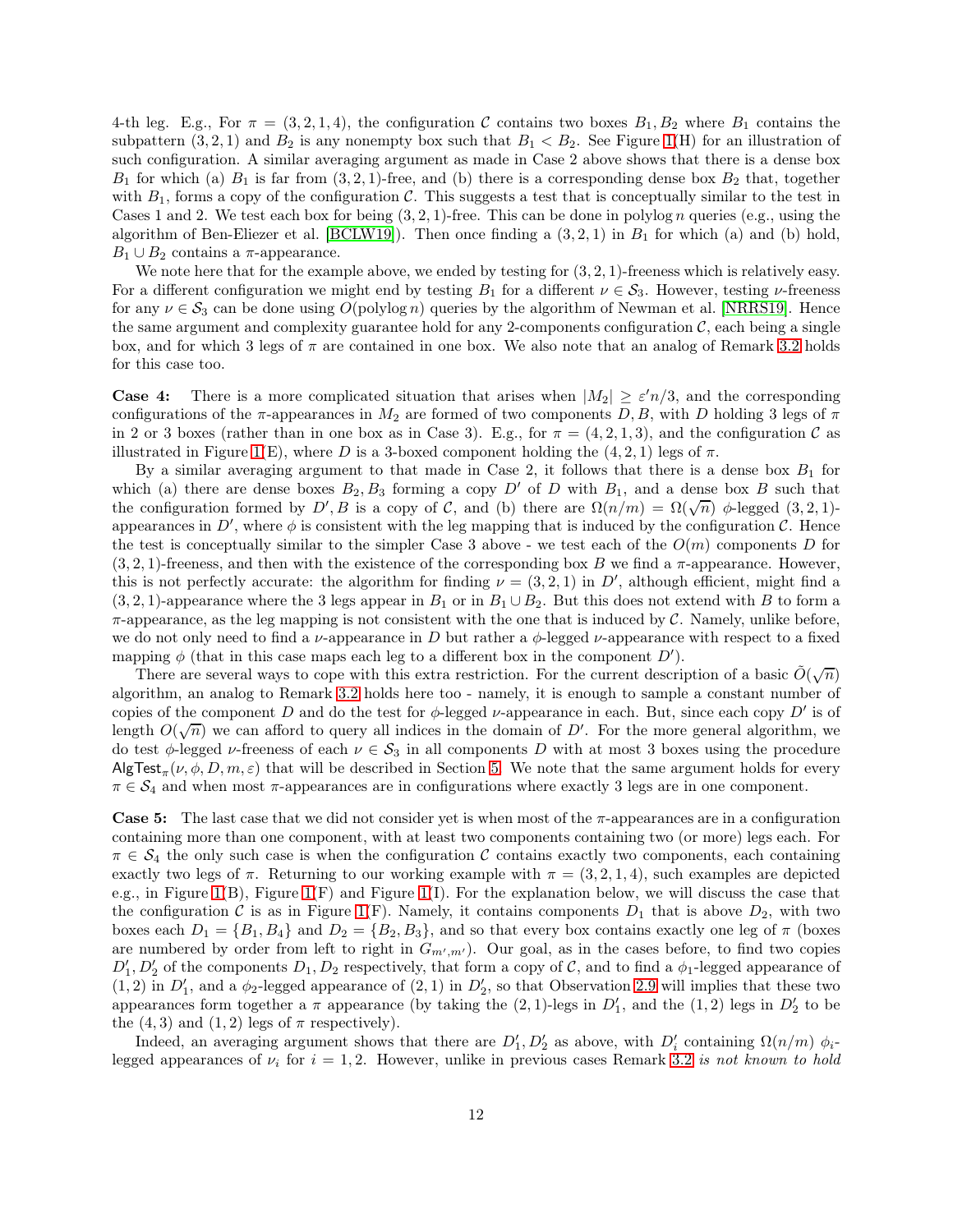4-th leg. E.g., For $\pi = (3,2,1,4)$, the configuration $\mathcal{C}$ contains two boxes $B_1, B_2$ where $B_1$ contains the subpattern $(3,2,1)$ and $B_2$ is any nonempty box such that $B_1 < B_2$. See Figure 1(H) for an illustration of such configuration. A similar averaging argument as made in Case 2 above shows that there is a dense box $B_1$ for which (a) $B_1$ is far from $(3,2,1)$-free, and (b) there is a corresponding dense box $B_2$ that, together with $B_1$, forms a copy of the configuration $\mathcal{C}$. This suggests a test that is conceptually similar to the test in Cases 1 and 2. We test each box for being $(3,2,1)$-free. This can be done in polylog $n$ queries (e.g., using the algorithm of Ben-Eliezer et al. [BCLW19]). Then once finding a $(3,2,1)$ in $B_1$ for which (a) and (b) hold, $B_1 \cup B_2$ contains a $\pi$-appearance.

We note here that for the example above, we ended by testing for $(3,2,1)$-freeness which is relatively easy. For a different configuration we might end by testing $B_1$ for a different $\nu \in \mathcal{S}_3$. However, testing $\nu$-freeness for any $\nu \in \mathcal{S}_3$ can be done using $O(\text{polylog}\, n)$ queries by the algorithm of Newman et al. [NRRS19]. Hence the same argument and complexity guarantee hold for any 2-components configuration $\mathcal{C}$, each being a single box, and for which 3 legs of $\pi$ are contained in one box. We also note that an analog of Remark 3.2 holds for this case too.

**Case 4:** There is a more complicated situation that arises when $|M_2| \geq \varepsilon' n/3$, and the corresponding configurations of the $\pi$-appearances in $M_2$ are formed of two components $D, B$, with $D$ holding 3 legs of $\pi$ in 2 or 3 boxes (rather than in one box as in Case 3). E.g., for $\pi = (4,2,1,3)$, and the configuration $\mathcal{C}$ as illustrated in Figure 1(E), where $D$ is a 3-boxed component holding the $(4,2,1)$ legs of $\pi$.

By a similar averaging argument to that made in Case 2, it follows that there is a dense box $B_1$ for which (a) there are dense boxes $B_2, B_3$ forming a copy $D'$ of $D$ with $B_1$, and a dense box $B$ such that the configuration formed by $D', B$ is a copy of $\mathcal{C}$, and (b) there are $\Omega(n/m) = \Omega(\sqrt{n})$ $\phi$-legged $(3,2,1)$-appearances in $D'$, where $\phi$ is consistent with the leg mapping that is induced by the configuration $\mathcal{C}$. Hence the test is conceptually similar to the simpler Case 3 above - we test each of the $O(m)$ components $D$ for $(3,2,1)$-freeness, and then with the existence of the corresponding box $B$ we find a $\pi$-appearance. However, this is not perfectly accurate: the algorithm for finding $\nu = (3,2,1)$ in $D'$, although efficient, might find a $(3,2,1)$-appearance where the 3 legs appear in $B_1$ or in $B_1 \cup B_2$. But this does not extend with $B$ to form a $\pi$-appearance, as the leg mapping is not consistent with the one that is induced by $\mathcal{C}$. Namely, unlike before, we do not only need to find a $\nu$-appearance in $D$ but rather a $\phi$-legged $\nu$-appearance with respect to a fixed mapping $\phi$ (that in this case maps each leg to a different box in the component $D'$).

There are several ways to cope with this extra restriction. For the current description of a basic $\tilde{O}(\sqrt{n})$ algorithm, an analog to Remark 3.2 holds here too - namely, it is enough to sample a constant number of copies of the component $D$ and do the test for $\phi$-legged $\nu$-appearance in each. But, since each copy $D'$ is of length $O(\sqrt{n})$ we can afford to query all indices in the domain of $D'$. For the more general algorithm, we do test $\phi$-legged $\nu$-freeness of each $\nu \in \mathcal{S}_3$ in all components $D$ with at most 3 boxes using the procedure $\mathsf{AlgTest}_\pi(\nu, \phi, D, m, \varepsilon)$ that will be described in Section 5. We note that the same argument holds for every $\pi \in \mathcal{S}_4$ and when most $\pi$-appearances are in configurations where exactly 3 legs are in one component.

**Case 5:** The last case that we did not consider yet is when most of the $\pi$-appearances are in a configuration containing more than one component, with at least two components containing two (or more) legs each. For $\pi \in \mathcal{S}_4$ the only such case is when the configuration $\mathcal{C}$ contains exactly two components, each containing exactly two legs of $\pi$. Returning to our working example with $\pi = (3,2,1,4)$, such examples are depicted e.g., in Figure 1(B), Figure 1(F) and Figure 1(I). For the explanation below, we will discuss the case that the configuration $\mathcal{C}$ is as in Figure 1(F). Namely, it contains components $D_1$ that is above $D_2$, with two boxes each $D_1 = \{B_1, B_4\}$ and $D_2 = \{B_2, B_3\}$, and so that every box contains exactly one leg of $\pi$ (boxes are numbered by order from left to right in $G_{m',m'}$). Our goal, as in the cases before, is to find two copies $D_1', D_2'$ of the components $D_1, D_2$ respectively, that form a copy of $\mathcal{C}$, and to find a $\phi_1$-legged appearance of $(1,2)$ in $D_1'$, and a $\phi_2$-legged appearance of $(2,1)$ in $D_2'$, so that Observation 2.9 will implies that these two appearances form together a $\pi$ appearance (by taking the $(2,1)$-legs in $D_1'$, and the $(1,2)$ legs in $D_2'$ to be the $(4,3)$ and $(1,2)$ legs of $\pi$ respectively).

Indeed, an averaging argument shows that there are $D_1', D_2'$ as above, with $D_i'$ containing $\Omega(n/m)$ $\phi_i$-legged appearances of $\nu_i$ for $i = 1, 2$. However, unlike in previous cases Remark 3.2 *is not known to hold*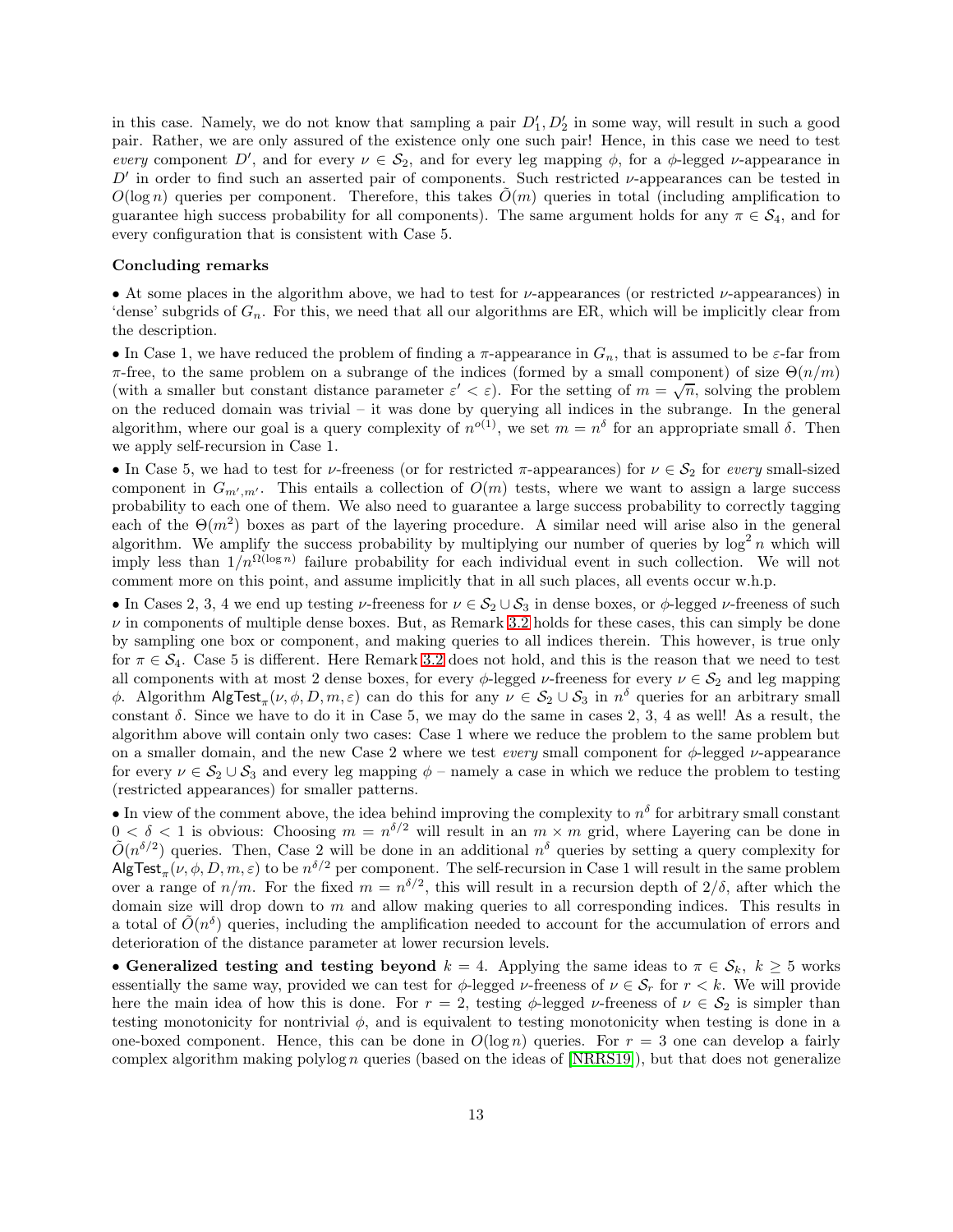in this case. Namely, we do not know that sampling a pair $D'_1, D'_2$ in some way, will result in such a good pair. Rather, we are only assured of the existence only one such pair! Hence, in this case we need to test *every* component $D'$, and for every $\nu \in \mathcal{S}_2$, and for every leg mapping $\phi$, for a $\phi$-legged $\nu$-appearance in $D'$ in order to find such an asserted pair of components. Such restricted $\nu$-appearances can be tested in $O(\log n)$ queries per component. Therefore, this takes $\tilde{O}(m)$ queries in total (including amplification to guarantee high success probability for all components). The same argument holds for any $\pi \in \mathcal{S}_4$, and for every configuration that is consistent with Case 5.

**Concluding remarks**

• At some places in the algorithm above, we had to test for $\nu$-appearances (or restricted $\nu$-appearances) in 'dense' subgrids of $G_n$. For this, we need that all our algorithms are ER, which will be implicitly clear from the description.

• In Case 1, we have reduced the problem of finding a $\pi$-appearance in $G_n$, that is assumed to be $\varepsilon$-far from $\pi$-free, to the same problem on a subrange of the indices (formed by a small component) of size $\Theta(n/m)$ (with a smaller but constant distance parameter $\varepsilon' < \varepsilon$). For the setting of $m = \sqrt{n}$, solving the problem on the reduced domain was trivial – it was done by querying all indices in the subrange. In the general algorithm, where our goal is a query complexity of $n^{o(1)}$, we set $m = n^{\delta}$ for an appropriate small $\delta$. Then we apply self-recursion in Case 1.

• In Case 5, we had to test for $\nu$-freeness (or for restricted $\pi$-appearances) for $\nu \in \mathcal{S}_2$ for *every* small-sized component in $G_{m',m'}$. This entails a collection of $O(m)$ tests, where we want to assign a large success probability to each one of them. We also need to guarantee a large success probability to correctly tagging each of the $\Theta(m^2)$ boxes as part of the layering procedure. A similar need will arise also in the general algorithm. We amplify the success probability by multiplying our number of queries by $\log^2 n$ which will imply less than $1/n^{\Omega(\log n)}$ failure probability for each individual event in such collection. We will not comment more on this point, and assume implicitly that in all such places, all events occur w.h.p.

• In Cases 2, 3, 4 we end up testing $\nu$-freeness for $\nu \in \mathcal{S}_2 \cup \mathcal{S}_3$ in dense boxes, or $\phi$-legged $\nu$-freeness of such $\nu$ in components of multiple dense boxes. But, as Remark 3.2 holds for these cases, this can simply be done by sampling one box or component, and making queries to all indices therein. This however, is true only for $\pi \in \mathcal{S}_4$. Case 5 is different. Here Remark 3.2 does not hold, and this is the reason that we need to test all components with at most 2 dense boxes, for every $\phi$-legged $\nu$-freeness for every $\nu \in \mathcal{S}_2$ and leg mapping $\phi$. Algorithm $\mathsf{AlgTest}_\pi(\nu, \phi, D, m, \varepsilon)$ can do this for any $\nu \in \mathcal{S}_2 \cup \mathcal{S}_3$ in $n^{\delta}$ queries for an arbitrary small constant $\delta$. Since we have to do it in Case 5, we may do the same in cases 2, 3, 4 as well! As a result, the algorithm above will contain only two cases: Case 1 where we reduce the problem to the same problem but on a smaller domain, and the new Case 2 where we test *every* small component for $\phi$-legged $\nu$-appearance for every $\nu \in \mathcal{S}_2 \cup \mathcal{S}_3$ and every leg mapping $\phi$ – namely a case in which we reduce the problem to testing (restricted appearances) for smaller patterns.

• In view of the comment above, the idea behind improving the complexity to $n^{\delta}$ for arbitrary small constant $0 < \delta < 1$ is obvious: Choosing $m = n^{\delta/2}$ will result in an $m \times m$ grid, where Layering can be done in $\tilde{O}(n^{\delta/2})$ queries. Then, Case 2 will be done in an additional $n^{\delta}$ queries by setting a query complexity for $\mathsf{AlgTest}_\pi(\nu, \phi, D, m, \varepsilon)$ to be $n^{\delta/2}$ per component. The self-recursion in Case 1 will result in the same problem over a range of $n/m$. For the fixed $m = n^{\delta/2}$, this will result in a recursion depth of $2/\delta$, after which the domain size will drop down to $m$ and allow making queries to all corresponding indices. This results in a total of $\tilde{O}(n^{\delta})$ queries, including the amplification needed to account for the accumulation of errors and deterioration of the distance parameter at lower recursion levels.

• **Generalized testing and testing beyond $k = 4$.** Applying the same ideas to $\pi \in \mathcal{S}_k,\ k \geq 5$ works essentially the same way, provided we can test for $\phi$-legged $\nu$-freeness of $\nu \in \mathcal{S}_r$ for $r < k$. We will provide here the main idea of how this is done. For $r = 2$, testing $\phi$-legged $\nu$-freeness of $\nu \in \mathcal{S}_2$ is simpler than testing monotonicity for nontrivial $\phi$, and is equivalent to testing monotonicity when testing is done in a one-boxed component. Hence, this can be done in $O(\log n)$ queries. For $r = 3$ one can develop a fairly complex algorithm making polylog $n$ queries (based on the ideas of [NRRS19]), but that does not generalize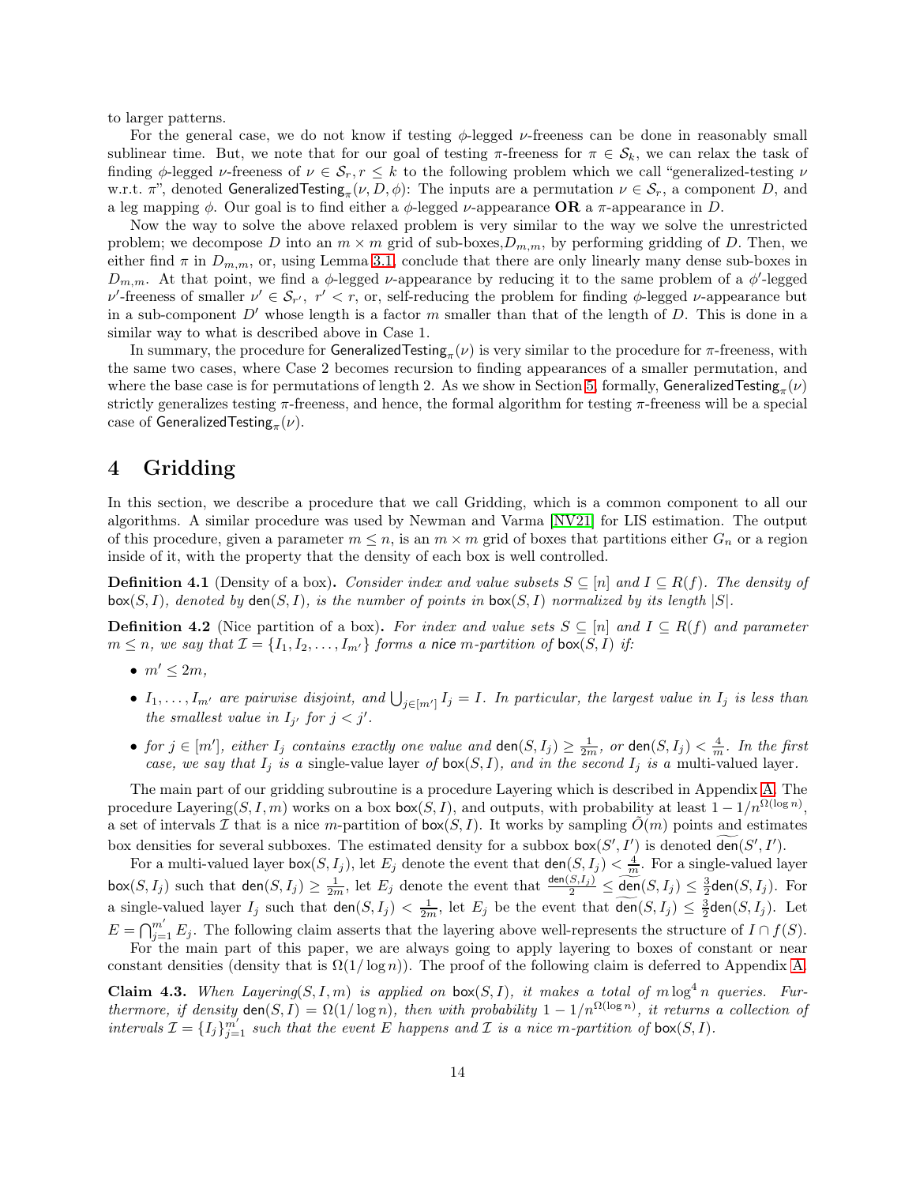to larger patterns.

For the general case, we do not know if testing $\phi$-legged $\nu$-freeness can be done in reasonably small sublinear time. But, we note that for our goal of testing $\pi$-freeness for $\pi \in \mathcal{S}_k$, we can relax the task of finding $\phi$-legged $\nu$-freeness of $\nu \in \mathcal{S}_r, r \leq k$ to the following problem which we call "generalized-testing $\nu$ w.r.t. $\pi$", denoted $\mathsf{GeneralizedTesting}_\pi(\nu, D, \phi)$: The inputs are a permutation $\nu \in \mathcal{S}_r$, a component $D$, and a leg mapping $\phi$. Our goal is to find either a $\phi$-legged $\nu$-appearance **OR** a $\pi$-appearance in $D$.

Now the way to solve the above relaxed problem is very similar to the way we solve the unrestricted problem; we decompose $D$ into an $m \times m$ grid of sub-boxes, $D_{m,m}$, by performing gridding of $D$. Then, we either find $\pi$ in $D_{m,m}$, or, using Lemma 3.1, conclude that there are only linearly many dense sub-boxes in $D_{m,m}$. At that point, we find a $\phi$-legged $\nu$-appearance by reducing it to the same problem of a $\phi'$-legged $\nu'$-freeness of smaller $\nu' \in \mathcal{S}_{r'}$, $r' < r$, or, self-reducing the problem for finding $\phi$-legged $\nu$-appearance but in a sub-component $D'$ whose length is a factor $m$ smaller than that of the length of $D$. This is done in a similar way to what is described above in Case 1.

In summary, the procedure for $\mathsf{GeneralizedTesting}_\pi(\nu)$ is very similar to the procedure for $\pi$-freeness, with the same two cases, where Case 2 becomes recursion to finding appearances of a smaller permutation, and where the base case is for permutations of length 2. As we show in Section 5, formally, $\mathsf{GeneralizedTesting}_\pi(\nu)$ strictly generalizes testing $\pi$-freeness, and hence, the formal algorithm for testing $\pi$-freeness will be a special case of $\mathsf{GeneralizedTesting}_\pi(\nu)$.

# 4 Gridding

In this section, we describe a procedure that we call Gridding, which is a common component to all our algorithms. A similar procedure was used by Newman and Varma [NV21] for LIS estimation. The output of this procedure, given a parameter $m \leq n$, is an $m \times m$ grid of boxes that partitions either $G_n$ or a region inside of it, with the property that the density of each box is well controlled.

**Definition 4.1** (Density of a box)**.** *Consider index and value subsets $S \subseteq [n]$ and $I \subseteq R(f)$. The density of $\mathsf{box}(S, I)$, denoted by $\mathsf{den}(S, I)$, is the number of points in $\mathsf{box}(S, I)$ normalized by its length $|S|$.*

**Definition 4.2** (Nice partition of a box)**.** *For index and value sets $S \subseteq [n]$ and $I \subseteq R(f)$ and parameter $m \leq n$, we say that $\mathcal{I} = \{I_1, I_2, \ldots, I_{m'}\}$ forms a nice $m$-partition of $\mathsf{box}(S, I)$ if:*

- *$m' \leq 2m$,*
- *$I_1, \ldots, I_{m'}$ are pairwise disjoint, and $\bigcup_{j \in [m']} I_j = I$. In particular, the largest value in $I_j$ is less than the smallest value in $I_{j'}$ for $j < j'$.*
- *for $j \in [m']$, either $I_j$ contains exactly one value and $\mathsf{den}(S, I_j) \geq \frac{1}{2m}$, or $\mathsf{den}(S, I_j) < \frac{4}{m}$. In the first case, we say that $I_j$ is a single-value layer of $\mathsf{box}(S, I)$, and in the second $I_j$ is a multi-valued layer.*

The main part of our gridding subroutine is a procedure Layering which is described in Appendix A. The procedure Layering$(S, I, m)$ works on a box $\mathsf{box}(S, I)$, and outputs, with probability at least $1 - 1/n^{\Omega(\log n)}$, a set of intervals $\mathcal{I}$ that is a nice $m$-partition of $\mathsf{box}(S, I)$. It works by sampling $\tilde{O}(m)$ points and estimates box densities for several subboxes. The estimated density for a subbox $\mathsf{box}(S', I')$ is denoted $\widetilde{\mathsf{den}}(S', I')$.

For a multi-valued layer $\mathsf{box}(S, I_j)$, let $E_j$ denote the event that $\mathsf{den}(S, I_j) < \frac{4}{m}$. For a single-valued layer $\mathsf{box}(S, I_j)$ such that $\mathsf{den}(S, I_j) \geq \frac{1}{2m}$, let $E_j$ denote the event that $\frac{\mathsf{den}(S, I_j)}{2} \leq \widetilde{\mathsf{den}}(S, I_j) \leq \frac{3}{2}\mathsf{den}(S, I_j)$. For a single-valued layer $I_j$ such that $\mathsf{den}(S, I_j) < \frac{1}{2m}$, let $E_j$ be the event that $\widetilde{\mathsf{den}}(S, I_j) \leq \frac{3}{2}\mathsf{den}(S, I_j)$. Let $E = \bigcap_{j=1}^{m'} E_j$. The following claim asserts that the layering above well-represents the structure of $I \cap f(S)$.

For the main part of this paper, we are always going to apply layering to boxes of constant or near constant densities (density that is $\Omega(1/\log n)$). The proof of the following claim is deferred to Appendix A.

**Claim 4.3.** *When Layering$(S, I, m)$ is applied on $\mathsf{box}(S, I)$, it makes a total of $m \log^4 n$ queries. Furthermore, if density $\mathsf{den}(S, I) = \Omega(1/\log n)$, then with probability $1 - 1/n^{\Omega(\log n)}$, it returns a collection of intervals $\mathcal{I} = \{I_j\}_{j=1}^{m'}$ such that the event $E$ happens and $\mathcal{I}$ is a nice $m$-partition of $\mathsf{box}(S, I)$.*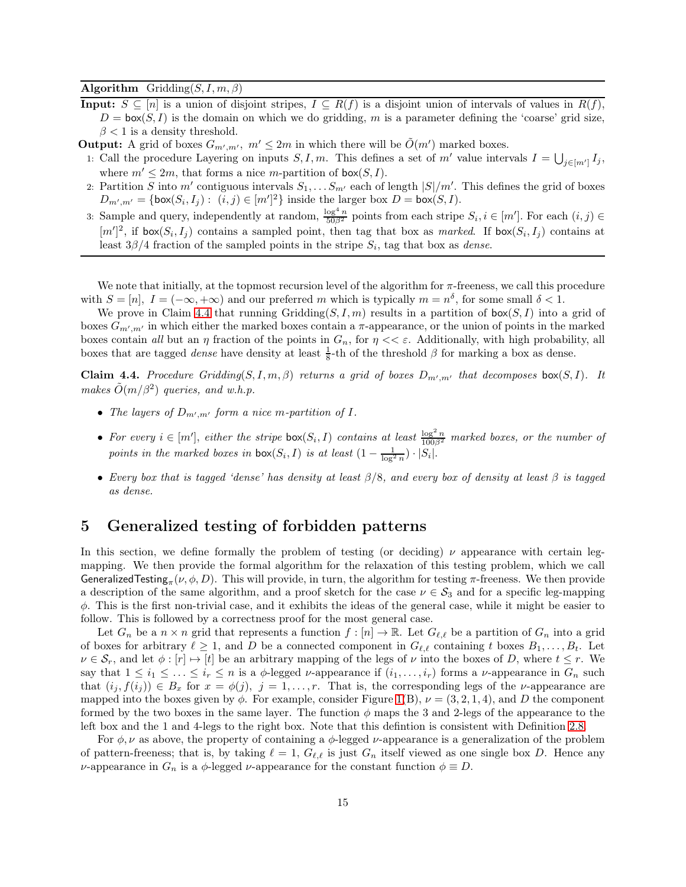**Algorithm** Gridding$(S, I, m, \beta)$

**Input:** $S \subseteq [n]$ is a union of disjoint stripes, $I \subseteq R(f)$ is a disjoint union of intervals of values in $R(f)$, $D = \mathsf{box}(S, I)$ is the domain on which we do gridding, $m$ is a parameter defining the 'coarse' grid size, $\beta < 1$ is a density threshold.

**Output:** A grid of boxes $G_{m',m'}$, $m' \leq 2m$ in which there will be $\tilde{O}(m')$ marked boxes.

1. Call the procedure Layering on inputs $S, I, m$. This defines a set of $m'$ value intervals $I = \bigcup_{j \in [m']} I_j$, where $m' \leq 2m$, that forms a nice $m$-partition of $\mathsf{box}(S, I)$.
2. Partition $S$ into $m'$ contiguous intervals $S_1, \ldots S_{m'}$ each of length $|S|/m'$. This defines the grid of boxes $D_{m',m'} = \{\mathsf{box}(S_i, I_j) : (i, j) \in [m']^2\}$ inside the larger box $D = \mathsf{box}(S, I)$.
3. Sample and query, independently at random, $\frac{\log^4 n}{50\beta^2}$ points from each stripe $S_i, i \in [m']$. For each $(i, j) \in [m']^2$, if $\mathsf{box}(S_i, I_j)$ contains a sampled point, then tag that box as *marked*. If $\mathsf{box}(S_i, I_j)$ contains at least $3\beta/4$ fraction of the sampled points in the stripe $S_i$, tag that box as *dense*.

We note that initially, at the topmost recursion level of the algorithm for $\pi$-freeness, we call this procedure with $S = [n]$, $I = (-\infty, +\infty)$ and our preferred $m$ which is typically $m = n^\delta$, for some small $\delta < 1$.

We prove in Claim 4.4 that running Gridding$(S, I, m)$ results in a partition of $\mathsf{box}(S, I)$ into a grid of boxes $G_{m',m'}$ in which either the marked boxes contain a $\pi$-appearance, or the union of points in the marked boxes contain *all* but an $\eta$ fraction of the points in $G_n$, for $\eta << \varepsilon$. Additionally, with high probability, all boxes that are tagged *dense* have density at least $\frac{1}{8}$-th of the threshold $\beta$ for marking a box as dense.

**Claim 4.4.** *Procedure Gridding$(S, I, m, \beta)$ returns a grid of boxes $D_{m',m'}$ that decomposes $\mathsf{box}(S, I)$. It makes $\tilde{O}(m/\beta^2)$ queries, and w.h.p.*

- *The layers of $D_{m',m'}$ form a nice $m$-partition of $I$.*
- *For every $i \in [m']$, either the stripe $\mathsf{box}(S_i, I)$ contains at least $\frac{\log^2 n}{100\beta^2}$ marked boxes, or the number of points in the marked boxes in $\mathsf{box}(S_i, I)$ is at least $(1 - \frac{1}{\log^2 n}) \cdot |S_i|$.*
- *Every box that is tagged 'dense' has density at least $\beta/8$, and every box of density at least $\beta$ is tagged as dense.*

# 5 Generalized testing of forbidden patterns

In this section, we define formally the problem of testing (or deciding) $\nu$ appearance with certain leg-mapping. We then provide the formal algorithm for the relaxation of this testing problem, which we call $\mathsf{GeneralizedTesting}_\pi(\nu, \phi, D)$. This will provide, in turn, the algorithm for testing $\pi$-freeness. We then provide a description of the same algorithm, and a proof sketch for the case $\nu \in \mathcal{S}_3$ and for a specific leg-mapping $\phi$. This is the first non-trivial case, and it exhibits the ideas of the general case, while it might be easier to follow. This is followed by a correctness proof for the most general case.

Let $G_n$ be a $n \times n$ grid that represents a function $f : [n] \to \mathbb{R}$. Let $G_{\ell,\ell}$ be a partition of $G_n$ into a grid of boxes for arbitrary $\ell \geq 1$, and $D$ be a connected component in $G_{\ell,\ell}$ containing $t$ boxes $B_1, \ldots, B_t$. Let $\nu \in \mathcal{S}_r$, and let $\phi : [r] \mapsto [t]$ be an arbitrary mapping of the legs of $\nu$ into the boxes of $D$, where $t \leq r$. We say that $1 \leq i_1 \leq \ldots \leq i_r \leq n$ is a $\phi$-legged $\nu$-appearance if $(i_1, \ldots, i_r)$ forms a $\nu$-appearance in $G_n$ such that $(i_j, f(i_j)) \in B_x$ for $x = \phi(j)$, $j = 1, \ldots, r$. That is, the corresponding legs of the $\nu$-appearance are mapped into the boxes given by $\phi$. For example, consider Figure 1(B), $\nu = (3, 2, 1, 4)$, and $D$ the component formed by the two boxes in the same layer. The function $\phi$ maps the 3 and 2-legs of the appearance to the left box and the 1 and 4-legs to the right box. Note that this defintion is consistent with Definition 2.8.

For $\phi, \nu$ as above, the property of containing a $\phi$-legged $\nu$-appearance is a generalization of the problem of pattern-freeness; that is, by taking $\ell = 1$, $G_{\ell,\ell}$ is just $G_n$ itself viewed as one single box $D$. Hence any $\nu$-appearance in $G_n$ is a $\phi$-legged $\nu$-appearance for the constant function $\phi \equiv D$.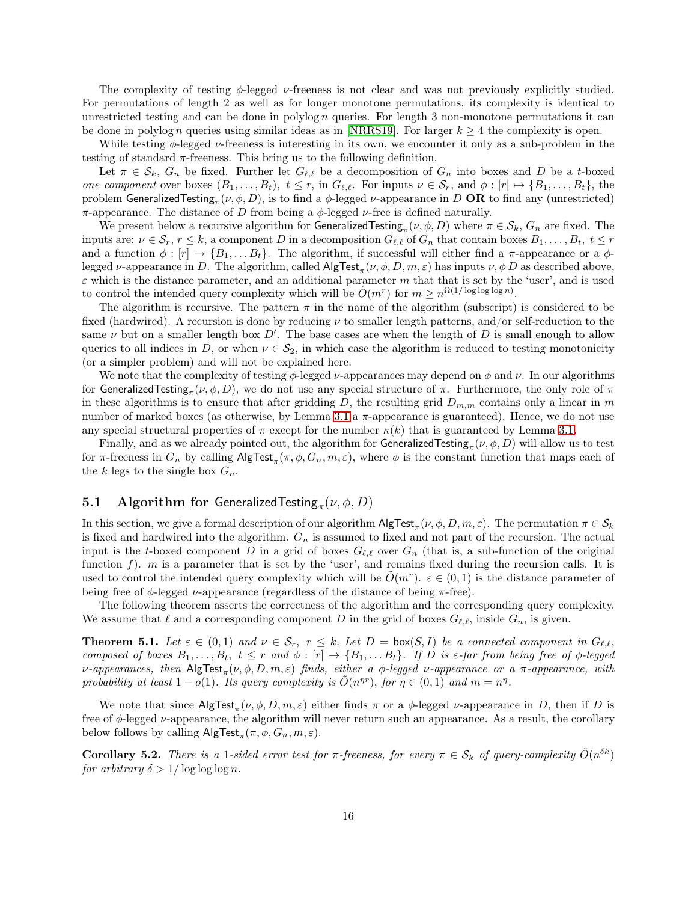The complexity of testing $\phi$-legged $\nu$-freeness is not clear and was not previously explicitly studied. For permutations of length 2 as well as for longer monotone permutations, its complexity is identical to unrestricted testing and can be done in polylog $n$ queries. For length 3 non-monotone permutations it can be done in polylog $n$ queries using similar ideas as in [NRRS19]. For larger $k \geq 4$ the complexity is open.

While testing $\phi$-legged $\nu$-freeness is interesting in its own, we encounter it only as a sub-problem in the testing of standard $\pi$-freeness. This bring us to the following definition.

Let $\pi \in \mathcal{S}_k$, $G_n$ be fixed. Further let $G_{\ell,\ell}$ be a decomposition of $G_n$ into boxes and $D$ be a $t$-boxed *one component* over boxes $(B_1, \ldots, B_t)$, $t \leq r$, in $G_{\ell,\ell}$. For inputs $\nu \in \mathcal{S}_r$, and $\phi : [r] \mapsto \{B_1, \ldots, B_t\}$, the problem $\mathsf{GeneralizedTesting}_\pi(\nu, \phi, D)$, is to find a $\phi$-legged $\nu$-appearance in $D$ **OR** to find any (unrestricted) $\pi$-appearance. The distance of $D$ from being a $\phi$-legged $\nu$-free is defined naturally.

We present below a recursive algorithm for $\mathsf{GeneralizedTesting}_\pi(\nu, \phi, D)$ where $\pi \in \mathcal{S}_k$, $G_n$ are fixed. The inputs are: $\nu \in \mathcal{S}_r$, $r \leq k$, a component $D$ in a decomposition $G_{\ell,\ell}$ of $G_n$ that contain boxes $B_1, \ldots, B_t$, $t \leq r$ and a function $\phi : [r] \to \{B_1, \ldots B_t\}$. The algorithm, if successful will either find a $\pi$-appearance or a $\phi$-legged $\nu$-appearance in $D$. The algorithm, called $\mathsf{AlgTest}_\pi(\nu, \phi, D, m, \varepsilon)$ has inputs $\nu, \phi\, D$ as described above, $\varepsilon$ which is the distance parameter, and an additional parameter $m$ that that is set by the 'user', and is used to control the intended query complexity which will be $\tilde{O}(m^r)$ for $m \geq n^{\Omega(1/\log\log\log n)}$.

The algorithm is recursive. The pattern $\pi$ in the name of the algorithm (subscript) is considered to be fixed (hardwired). A recursion is done by reducing $\nu$ to smaller length patterns, and/or self-reduction to the same $\nu$ but on a smaller length box $D'$. The base cases are when the length of $D$ is small enough to allow queries to all indices in $D$, or when $\nu \in \mathcal{S}_2$, in which case the algorithm is reduced to testing monotonicity (or a simpler problem) and will not be explained here.

We note that the complexity of testing $\phi$-legged $\nu$-appearances may depend on $\phi$ and $\nu$. In our algorithms for $\mathsf{GeneralizedTesting}_\pi(\nu, \phi, D)$, we do not use any special structure of $\pi$. Furthermore, the only role of $\pi$ in these algorithms is to ensure that after gridding $D$, the resulting grid $D_{m,m}$ contains only a linear in $m$ number of marked boxes (as otherwise, by Lemma 3.1 a $\pi$-appearance is guaranteed). Hence, we do not use any special structural properties of $\pi$ except for the number $\kappa(k)$ that is guaranteed by Lemma 3.1.

Finally, and as we already pointed out, the algorithm for $\mathsf{GeneralizedTesting}_\pi(\nu, \phi, D)$ will allow us to test for $\pi$-freeness in $G_n$ by calling $\mathsf{AlgTest}_\pi(\pi, \phi, G_n, m, \varepsilon)$, where $\phi$ is the constant function that maps each of the $k$ legs to the single box $G_n$.

## 5.1 Algorithm for $\mathsf{GeneralizedTesting}_\pi(\nu, \phi, D)$

In this section, we give a formal description of our algorithm $\mathsf{AlgTest}_\pi(\nu, \phi, D, m, \varepsilon)$. The permutation $\pi \in \mathcal{S}_k$ is fixed and hardwired into the algorithm. $G_n$ is assumed to fixed and not part of the recursion. The actual input is the $t$-boxed component $D$ in a grid of boxes $G_{\ell,\ell}$ over $G_n$ (that is, a sub-function of the original function $f$). $m$ is a parameter that is set by the 'user', and remains fixed during the recursion calls. It is used to control the intended query complexity which will be $\tilde{O}(m^r)$. $\varepsilon \in (0, 1)$ is the distance parameter of being free of $\phi$-legged $\nu$-appearance (regardless of the distance of being $\pi$-free).

The following theorem asserts the correctness of the algorithm and the corresponding query complexity. We assume that $\ell$ and a corresponding component $D$ in the grid of boxes $G_{\ell,\ell}$, inside $G_n$, is given.

**Theorem 5.1.** *Let $\varepsilon \in (0, 1)$ and $\nu \in \mathcal{S}_r$, $r \leq k$. Let $D = \mathsf{box}(S, I)$ be a connected component in $G_{\ell,\ell}$, composed of boxes $B_1, \ldots, B_t$, $t \leq r$ and $\phi : [r] \to \{B_1, \ldots B_t\}$. If $D$ is $\varepsilon$-far from being free of $\phi$-legged $\nu$-appearances, then $\mathsf{AlgTest}_\pi(\nu, \phi, D, m, \varepsilon)$ finds, either a $\phi$-legged $\nu$-appearance or a $\pi$-appearance, with probability at least $1 - o(1)$. Its query complexity is $\tilde{O}(n^{\eta r})$, for $\eta \in (0, 1)$ and $m = n^\eta$.*

We note that since $\mathsf{AlgTest}_\pi(\nu, \phi, D, m, \varepsilon)$ either finds $\pi$ or a $\phi$-legged $\nu$-appearance in $D$, then if $D$ is free of $\phi$-legged $\nu$-appearance, the algorithm will never return such an appearance. As a result, the corollary below follows by calling $\mathsf{AlgTest}_\pi(\pi, \phi, G_n, m, \varepsilon)$.

**Corollary 5.2.** *There is a 1-sided error test for $\pi$-freeness, for every $\pi \in \mathcal{S}_k$ of query-complexity $\tilde{O}(n^{\delta k})$ for arbitrary $\delta > 1/\log\log\log n$.*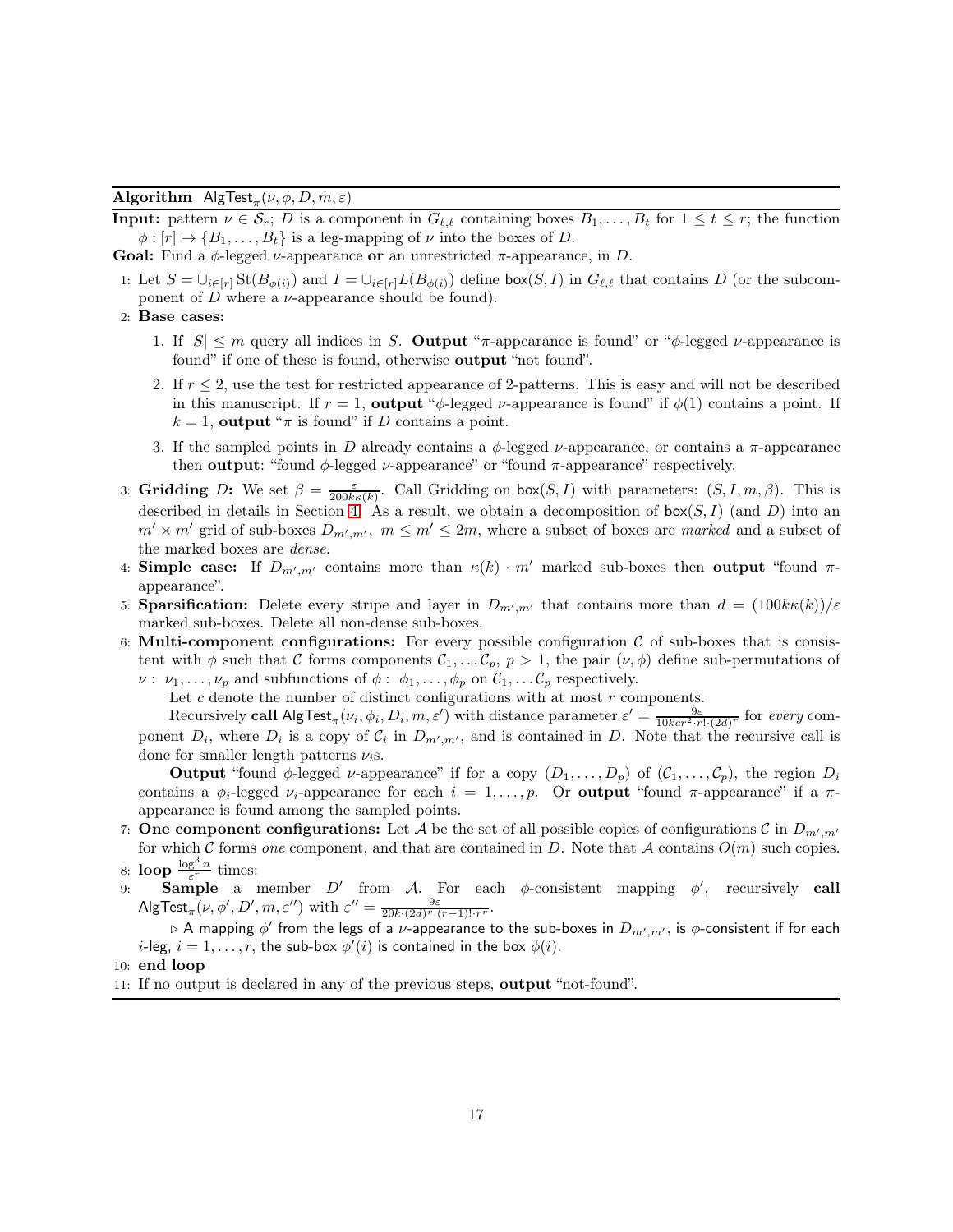**Algorithm** $\mathsf{AlgTest}_\pi(\nu, \phi, D, m, \varepsilon)$

**Input:** pattern $\nu \in \mathcal{S}_r$; $D$ is a component in $G_{\ell,\ell}$ containing boxes $B_1, \ldots, B_t$ for $1 \le t \le r$; the function $\phi : [r] \mapsto \{B_1, \ldots, B_t\}$ is a leg-mapping of $\nu$ into the boxes of $D$.

**Goal:** Find a $\phi$-legged $\nu$-appearance **or** an unrestricted $\pi$-appearance, in $D$.

1: Let $S = \cup_{i\in[r]} \mathrm{St}(B_{\phi(i)})$ and $I = \cup_{i\in[r]} L(B_{\phi(i)})$ define $\mathsf{box}(S, I)$ in $G_{\ell,\ell}$ that contains $D$ (or the subcomponent of $D$ where a $\nu$-appearance should be found).

2: **Base cases:**

1. If $|S| \le m$ query all indices in $S$. **Output** "$\pi$-appearance is found" or "$\phi$-legged $\nu$-appearance is found" if one of these is found, otherwise **output** "not found".
2. If $r \le 2$, use the test for restricted appearance of 2-patterns. This is easy and will not be described in this manuscript. If $r = 1$, **output** "$\phi$-legged $\nu$-appearance is found" if $\phi(1)$ contains a point. If $k = 1$, **output** "$\pi$ is found" if $D$ contains a point.
3. If the sampled points in $D$ already contains a $\phi$-legged $\nu$-appearance, or contains a $\pi$-appearance then **output**: "found $\phi$-legged $\nu$-appearance" or "found $\pi$-appearance" respectively.

3: **Gridding** $D$**:** We set $\beta = \frac{\varepsilon}{200k\kappa(k)}$. Call Gridding on $\mathsf{box}(S, I)$ with parameters: $(S, I, m, \beta)$. This is described in details in Section 4. As a result, we obtain a decomposition of $\mathsf{box}(S, I)$ (and $D$) into an $m' \times m'$ grid of sub-boxes $D_{m',m'}$, $m \le m' \le 2m$, where a subset of boxes are *marked* and a subset of the marked boxes are *dense*.

4: **Simple case:** If $D_{m',m'}$ contains more than $\kappa(k) \cdot m'$ marked sub-boxes then **output** "found $\pi$-appearance".

5: **Sparsification:** Delete every stripe and layer in $D_{m',m'}$ that contains more than $d = (100k\kappa(k))/\varepsilon$ marked sub-boxes. Delete all non-dense sub-boxes.

6: **Multi-component configurations:** For every possible configuration $\mathcal{C}$ of sub-boxes that is consistent with $\phi$ such that $\mathcal{C}$ forms components $\mathcal{C}_1, \ldots \mathcal{C}_p$, $p > 1$, the pair $(\nu, \phi)$ define sub-permutations of $\nu$ : $\nu_1, \ldots, \nu_p$ and subfunctions of $\phi$ : $\phi_1, \ldots, \phi_p$ on $\mathcal{C}_1, \ldots \mathcal{C}_p$ respectively.

Let $c$ denote the number of distinct configurations with at most $r$ components.

Recursively **call** $\mathsf{AlgTest}_\pi(\nu_i, \phi_i, D_i, m, \varepsilon')$ with distance parameter $\varepsilon' = \frac{9\varepsilon}{10kcr^2 \cdot r! \cdot (2d)^r}$ for *every* component $D_i$, where $D_i$ is a copy of $\mathcal{C}_i$ in $D_{m',m'}$, and is contained in $D$. Note that the recursive call is done for smaller length patterns $\nu_i$s.

**Output** "found $\phi$-legged $\nu$-appearance" if for a copy $(D_1, \ldots, D_p)$ of $(\mathcal{C}_1, \ldots, \mathcal{C}_p)$, the region $D_i$ contains a $\phi_i$-legged $\nu_i$-appearance for each $i = 1, \ldots, p$. Or **output** "found $\pi$-appearance" if a $\pi$-appearance is found among the sampled points.

7: **One component configurations:** Let $\mathcal{A}$ be the set of all possible copies of configurations $\mathcal{C}$ in $D_{m',m'}$ for which $\mathcal{C}$ forms *one* component, and that are contained in $D$. Note that $\mathcal{A}$ contains $O(m)$ such copies.

8: **loop** $\frac{\log^3 n}{\varepsilon^r}$ times:

9: **Sample** a member $D'$ from $\mathcal{A}$. For each $\phi$-consistent mapping $\phi'$, recursively **call** $\mathsf{AlgTest}_\pi(\nu, \phi', D', m, \varepsilon'')$ with $\varepsilon'' = \frac{9\varepsilon}{20k \cdot (2d)^r \cdot (r-1)! \cdot r^r}$.

▷ A mapping $\phi'$ from the legs of a $\nu$-appearance to the sub-boxes in $D_{m',m'}$, is $\phi$-consistent if for each $i$-leg, $i = 1, \ldots, r$, the sub-box $\phi'(i)$ is contained in the box $\phi(i)$.

10: **end loop**

11: If no output is declared in any of the previous steps, **output** "not-found".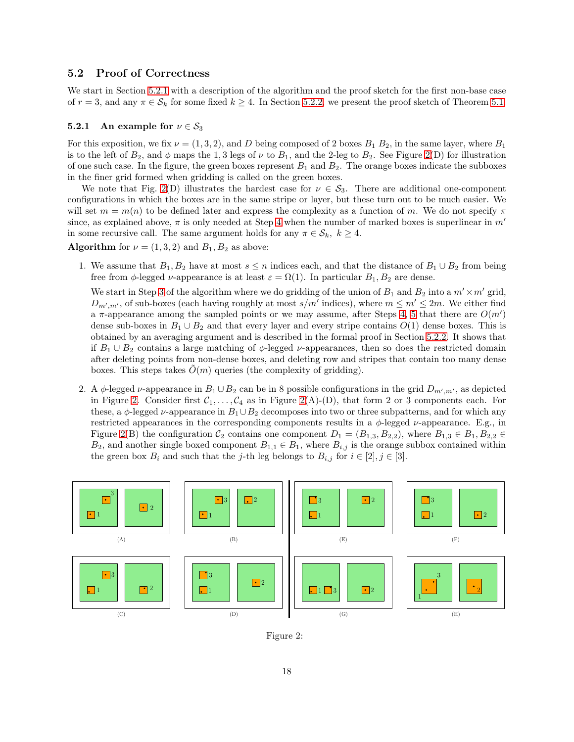## 5.2 Proof of Correctness

We start in Section 5.2.1 with a description of the algorithm and the proof sketch for the first non-base case of $r = 3$, and any $\pi \in \mathcal{S}_k$ for some fixed $k \geq 4$. In Section 5.2.2, we present the proof sketch of Theorem 5.1.

### 5.2.1 An example for $\nu \in \mathcal{S}_3$

For this exposition, we fix $\nu = (1, 3, 2)$, and $D$ being composed of 2 boxes $B_1$ $B_2$, in the same layer, where $B_1$ is to the left of $B_2$, and $\phi$ maps the 1,3 legs of $\nu$ to $B_1$, and the 2-leg to $B_2$. See Figure 2(D) for illustration of one such case. In the figure, the green boxes represent $B_1$ and $B_2$. The orange boxes indicate the subboxes in the finer grid formed when gridding is called on the green boxes.

We note that Fig. 2(D) illustrates the hardest case for $\nu \in \mathcal{S}_3$. There are additional one-component configurations in which the boxes are in the same stripe or layer, but these turn out to be much easier. We will set $m = m(n)$ to be defined later and express the complexity as a function of $m$. We do not specify $\pi$ since, as explained above, $\pi$ is only needed at Step 4 when the number of marked boxes is superlinear in $m'$ in some recursive call. The same argument holds for any $\pi \in \mathcal{S}_k,\ k \geq 4$.

**Algorithm** for $\nu = (1, 3, 2)$ and $B_1, B_2$ as above:

1. We assume that $B_1, B_2$ have at most $s \leq n$ indices each, and that the distance of $B_1 \cup B_2$ from being free from $\phi$-legged $\nu$-appearance is at least $\varepsilon = \Omega(1)$. In particular $B_1, B_2$ are dense.

   We start in Step 3 of the algorithm where we do gridding of the union of $B_1$ and $B_2$ into a $m' \times m'$ grid, $D_{m',m'}$, of sub-boxes (each having roughly at most $s/m'$ indices), where $m \leq m' \leq 2m$. We either find a $\pi$-appearance among the sampled points or we may assume, after Steps 4, 5 that there are $O(m')$ dense sub-boxes in $B_1 \cup B_2$ and that every layer and every stripe contains $O(1)$ dense boxes. This is obtained by an averaging argument and is described in the formal proof in Section 5.2.2. It shows that if $B_1 \cup B_2$ contains a large matching of $\phi$-legged $\nu$-appearances, then so does the restricted domain after deleting points from non-dense boxes, and deleting row and stripes that contain too many dense boxes. This steps takes $\tilde{O}(m)$ queries (the complexity of gridding).

2. A $\phi$-legged $\nu$-appearance in $B_1 \cup B_2$ can be in 8 possible configurations in the grid $D_{m',m'}$, as depicted in Figure 2. Consider first $\mathcal{C}_1, \ldots, \mathcal{C}_4$ as in Figure 2(A)-(D), that form 2 or 3 components each. For these, a $\phi$-legged $\nu$-appearance in $B_1 \cup B_2$ decomposes into two or three subpatterns, and for which any restricted appearances in the corresponding components results in a $\phi$-legged $\nu$-appearance. E.g., in Figure 2(B) the configuration $\mathcal{C}_2$ contains one component $D_1 = (B_{1,3}, B_{2,2})$, where $B_{1,3} \in B_1, B_{2,2} \in B_2$, and another single boxed component $B_{1,1} \in B_1$, where $B_{i,j}$ is the orange subbox contained within the green box $B_i$ and such that the $j$-th leg belongs to $B_{i,j}$ for $i \in [2], j \in [3]$.

(A) (B) (E) (F)

(C) (D) (G) (H)

Figure 2: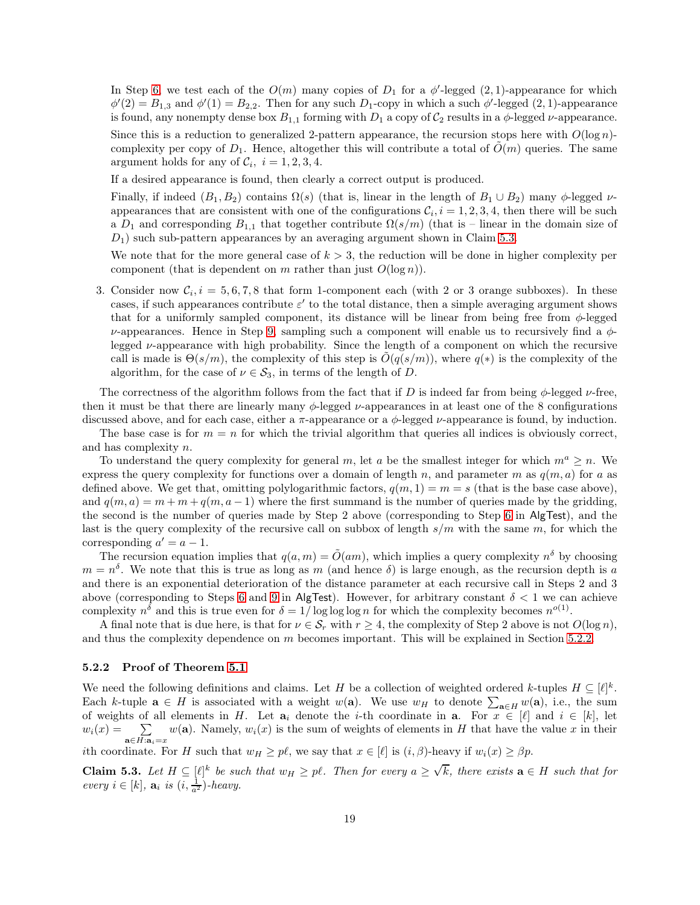In Step 6, we test each of the $O(m)$ many copies of $D_1$ for a $\phi'$-legged $(2,1)$-appearance for which $\phi'(2) = B_{1,3}$ and $\phi'(1) = B_{2,2}$. Then for any such $D_1$-copy in which a such $\phi'$-legged $(2,1)$-appearance is found, any nonempty dense box $B_{1,1}$ forming with $D_1$ a copy of $\mathcal{C}_2$ results in a $\phi$-legged $\nu$-appearance.

Since this is a reduction to generalized 2-pattern appearance, the recursion stops here with $O(\log n)$-complexity per copy of $D_1$. Hence, altogether this will contribute a total of $\tilde{O}(m)$ queries. The same argument holds for any of $\mathcal{C}_i,\ i = 1,2,3,4$.

If a desired appearance is found, then clearly a correct output is produced.

Finally, if indeed $(B_1, B_2)$ contains $\Omega(s)$ (that is, linear in the length of $B_1 \cup B_2$) many $\phi$-legged $\nu$-appearances that are consistent with one of the configurations $\mathcal{C}_i, i = 1,2,3,4$, then there will be such a $D_1$ and corresponding $B_{1,1}$ that together contribute $\Omega(s/m)$ (that is – linear in the domain size of $D_1$) such sub-pattern appearances by an averaging argument shown in Claim 5.3.

We note that for the more general case of $k > 3$, the reduction will be done in higher complexity per component (that is dependent on $m$ rather than just $O(\log n)$).

3. Consider now $\mathcal{C}_i, i = 5,6,7,8$ that form 1-component each (with 2 or 3 orange subboxes). In these cases, if such appearances contribute $\varepsilon'$ to the total distance, then a simple averaging argument shows that for a uniformly sampled component, its distance will be linear from being free from $\phi$-legged $\nu$-appearances. Hence in Step 9, sampling such a component will enable us to recursively find a $\phi$-legged $\nu$-appearance with high probability. Since the length of a component on which the recursive call is made is $\Theta(s/m)$, the complexity of this step is $\tilde{O}(q(s/m))$, where $q(*)$ is the complexity of the algorithm, for the case of $\nu \in \mathcal{S}_3$, in terms of the length of $D$.

The correctness of the algorithm follows from the fact that if $D$ is indeed far from being $\phi$-legged $\nu$-free, then it must be that there are linearly many $\phi$-legged $\nu$-appearances in at least one of the 8 configurations discussed above, and for each case, either a $\pi$-appearance or a $\phi$-legged $\nu$-appearance is found, by induction.

The base case is for $m = n$ for which the trivial algorithm that queries all indices is obviously correct, and has complexity $n$.

To understand the query complexity for general $m$, let $a$ be the smallest integer for which $m^a \geq n$. We express the query complexity for functions over a domain of length $n$, and parameter $m$ as $q(m,a)$ for $a$ as defined above. We get that, omitting polylogarithmic factors, $q(m,1) = m = s$ (that is the base case above), and $q(m,a) = m + m + q(m, a-1)$ where the first summand is the number of queries made by the gridding, the second is the number of queries made by Step 2 above (corresponding to Step 6 in AlgTest), and the last is the query complexity of the recursive call on subbox of length $s/m$ with the same $m$, for which the corresponding $a' = a - 1$.

The recursion equation implies that $q(a,m) = \tilde{O}(am)$, which implies a query complexity $n^\delta$ by choosing $m = n^\delta$. We note that this is true as long as $m$ (and hence $\delta$) is large enough, as the recursion depth is $a$ and there is an exponential deterioration of the distance parameter at each recursive call in Steps 2 and 3 above (corresponding to Steps 6 and 9 in AlgTest). However, for arbitrary constant $\delta < 1$ we can achieve complexity $n^\delta$ and this is true even for $\delta = 1/\log\log\log n$ for which the complexity becomes $n^{o(1)}$.

A final note that is due here, is that for $\nu \in \mathcal{S}_r$ with $r \geq 4$, the complexity of Step 2 above is not $O(\log n)$, and thus the complexity dependence on $m$ becomes important. This will be explained in Section 5.2.2.

### 5.2.2 Proof of Theorem 5.1

We need the following definitions and claims. Let $H$ be a collection of weighted ordered $k$-tuples $H \subseteq [\ell]^k$. Each $k$-tuple $\mathbf{a} \in H$ is associated with a weight $w(\mathbf{a})$. We use $w_H$ to denote $\sum_{\mathbf{a} \in H} w(\mathbf{a})$, i.e., the sum of weights of all elements in $H$. Let $\mathbf{a}_i$ denote the $i$-th coordinate in $\mathbf{a}$. For $x \in [\ell]$ and $i \in [k]$, let $w_i(x) = \sum_{\mathbf{a} \in H : \mathbf{a}_i = x} w(\mathbf{a})$. Namely, $w_i(x)$ is the sum of weights of elements in $H$ that have the value $x$ in their $i$th coordinate. For $H$ such that $w_H \geq p\ell$, we say that $x \in [\ell]$ is $(i,\beta)$-heavy if $w_i(x) \geq \beta p$.

**Claim 5.3.** *Let $H \subseteq [\ell]^k$ be such that $w_H \geq p\ell$. Then for every $a \geq \sqrt{k}$, there exists $\mathbf{a} \in H$ such that for every $i \in [k]$, $\mathbf{a}_i$ is $(i, \frac{1}{a^2})$-heavy.*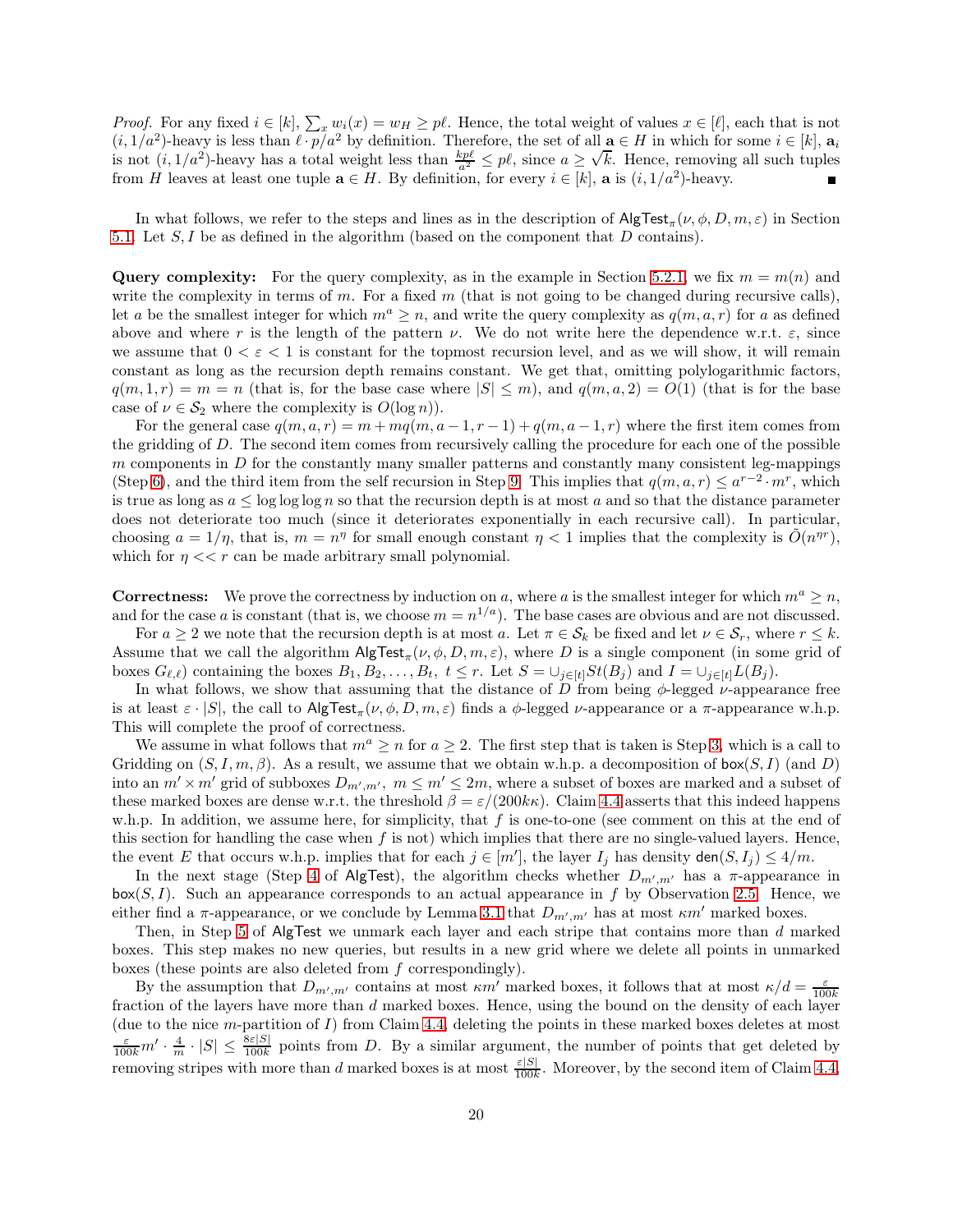*Proof.* For any fixed $i \in [k]$, $\sum_x w_i(x) = w_H \geq p\ell$. Hence, the total weight of values $x \in [\ell]$, each that is not $(i, 1/a^2)$-heavy is less than $\ell \cdot p/a^2$ by definition. Therefore, the set of all $\mathbf{a} \in H$ in which for some $i \in [k]$, $\mathbf{a}_i$ is not $(i, 1/a^2)$-heavy has a total weight less than $\frac{kp\ell}{a^2} \leq p\ell$, since $a \geq \sqrt{k}$. Hence, removing all such tuples from $H$ leaves at least one tuple $\mathbf{a} \in H$. By definition, for every $i \in [k]$, $\mathbf{a}$ is $(i, 1/a^2)$-heavy. ∎

In what follows, we refer to the steps and lines as in the description of $\mathsf{AlgTest}_\pi(\nu, \phi, D, m, \varepsilon)$ in Section 5.1. Let $S, I$ be as defined in the algorithm (based on the component that $D$ contains).

**Query complexity:** For the query complexity, as in the example in Section 5.2.1, we fix $m = m(n)$ and write the complexity in terms of $m$. For a fixed $m$ (that is not going to be changed during recursive calls), let $a$ be the smallest integer for which $m^a \geq n$, and write the query complexity as $q(m, a, r)$ for $a$ as defined above and where $r$ is the length of the pattern $\nu$. We do not write here the dependence w.r.t. $\varepsilon$, since we assume that $0 < \varepsilon < 1$ is constant for the topmost recursion level, and as we will show, it will remain constant as long as the recursion depth remains constant. We get that, omitting polylogarithmic factors, $q(m, 1, r) = m = n$ (that is, for the base case where $|S| \leq m$), and $q(m, a, 2) = O(1)$ (that is for the base case of $\nu \in \mathcal{S}_2$ where the complexity is $O(\log n)$).

For the general case $q(m, a, r) = m + mq(m, a-1, r-1) + q(m, a-1, r)$ where the first item comes from the gridding of $D$. The second item comes from recursively calling the procedure for each one of the possible $m$ components in $D$ for the constantly many smaller patterns and constantly many consistent leg-mappings (Step 6), and the third item from the self recursion in Step 9. This implies that $q(m, a, r) \leq a^{r-2} \cdot m^r$, which is true as long as $a \leq \log\log\log n$ so that the recursion depth is at most $a$ and so that the distance parameter does not deteriorate too much (since it deteriorates exponentially in each recursive call). In particular, choosing $a = 1/\eta$, that is, $m = n^\eta$ for small enough constant $\eta < 1$ implies that the complexity is $\tilde{O}(n^{\eta r})$, which for $\eta << r$ can be made arbitrary small polynomial.

**Correctness:** We prove the correctness by induction on $a$, where $a$ is the smallest integer for which $m^a \geq n$, and for the case $a$ is constant (that is, we choose $m = n^{1/a}$). The base cases are obvious and are not discussed.

For $a \geq 2$ we note that the recursion depth is at most $a$. Let $\pi \in \mathcal{S}_k$ be fixed and let $\nu \in \mathcal{S}_r$, where $r \leq k$. Assume that we call the algorithm $\mathsf{AlgTest}_\pi(\nu, \phi, D, m, \varepsilon)$, where $D$ is a single component (in some grid of boxes $G_{\ell,\ell}$) containing the boxes $B_1, B_2, \ldots, B_t$, $t \leq r$. Let $S = \cup_{j \in [t]} St(B_j)$ and $I = \cup_{j \in [t]} L(B_j)$.

In what follows, we show that assuming that the distance of $D$ from being $\phi$-legged $\nu$-appearance free is at least $\varepsilon \cdot |S|$, the call to $\mathsf{AlgTest}_\pi(\nu, \phi, D, m, \varepsilon)$ finds a $\phi$-legged $\nu$-appearance or a $\pi$-appearance w.h.p. This will complete the proof of correctness.

We assume in what follows that $m^a \geq n$ for $a \geq 2$. The first step that is taken is Step 3, which is a call to Gridding on $(S, I, m, \beta)$. As a result, we assume that we obtain w.h.p. a decomposition of $\mathsf{box}(S, I)$ (and $D$) into an $m' \times m'$ grid of subboxes $D_{m',m'}$, $m \leq m' \leq 2m$, where a subset of boxes are marked and a subset of these marked boxes are dense w.r.t. the threshold $\beta = \varepsilon/(200k\kappa)$. Claim 4.4 asserts that this indeed happens w.h.p. In addition, we assume here, for simplicity, that $f$ is one-to-one (see comment on this at the end of this section for handling the case when $f$ is not) which implies that there are no single-valued layers. Hence, the event $E$ that occurs w.h.p. implies that for each $j \in [m']$, the layer $I_j$ has density $\mathsf{den}(S, I_j) \leq 4/m$.

In the next stage (Step 4 of $\mathsf{AlgTest}$), the algorithm checks whether $D_{m',m'}$ has a $\pi$-appearance in $\mathsf{box}(S, I)$. Such an appearance corresponds to an actual appearance in $f$ by Observation 2.5. Hence, we either find a $\pi$-appearance, or we conclude by Lemma 3.1 that $D_{m',m'}$ has at most $\kappa m'$ marked boxes.

Then, in Step 5 of $\mathsf{AlgTest}$ we unmark each layer and each stripe that contains more than $d$ marked boxes. This step makes no new queries, but results in a new grid where we delete all points in unmarked boxes (these points are also deleted from $f$ correspondingly).

By the assumption that $D_{m',m'}$ contains at most $\kappa m'$ marked boxes, it follows that at most $\kappa/d = \frac{\varepsilon}{100k}$ fraction of the layers have more than $d$ marked boxes. Hence, using the bound on the density of each layer (due to the nice $m$-partition of $I$) from Claim 4.4, deleting the points in these marked boxes deletes at most $\frac{\varepsilon}{100k} m' \cdot \frac{4}{m} \cdot |S| \leq \frac{8\varepsilon|S|}{100k}$ points from $D$. By a similar argument, the number of points that get deleted by removing stripes with more than $d$ marked boxes is at most $\frac{\varepsilon|S|}{100k}$. Moreover, by the second item of Claim 4.4,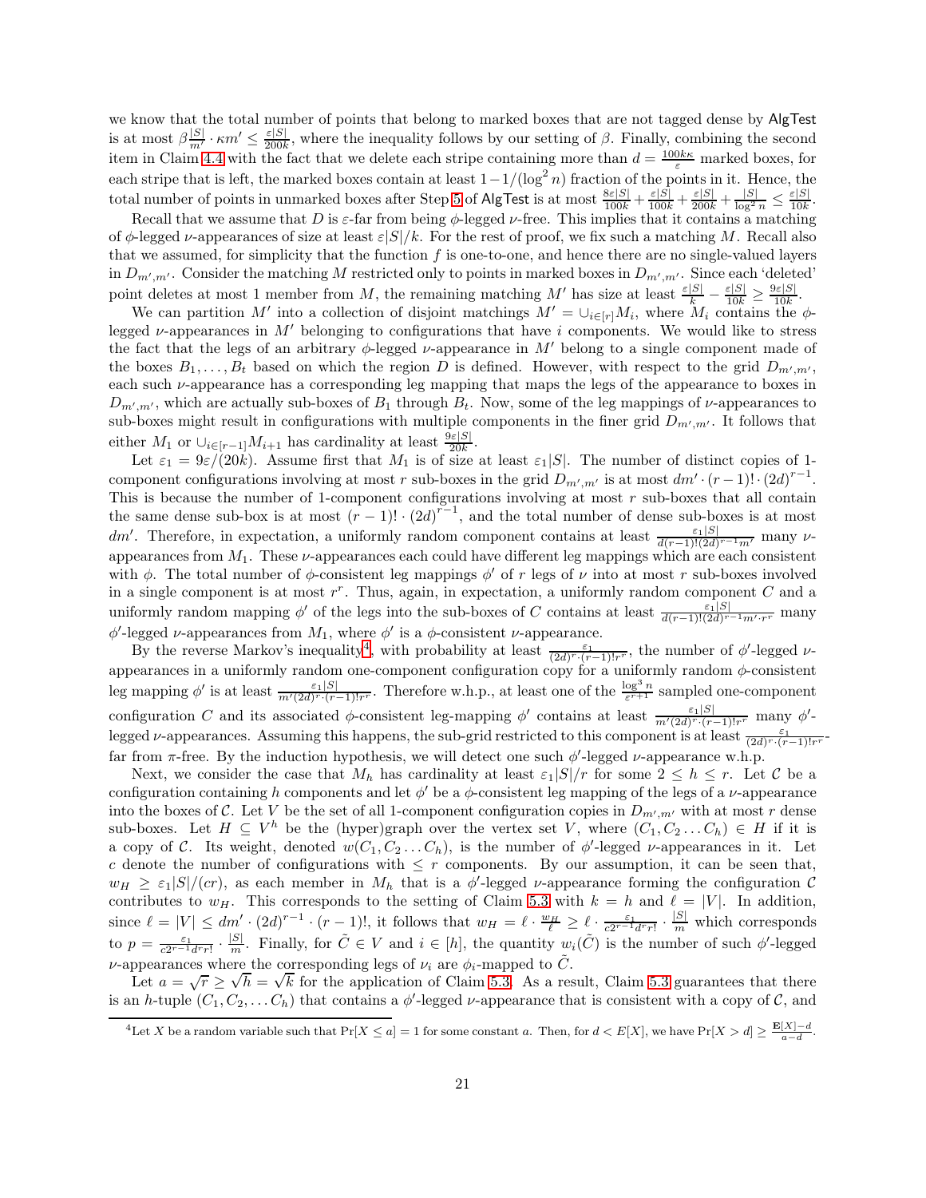we know that the total number of points that belong to marked boxes that are not tagged dense by AlgTest is at most $\beta\frac{|S|}{m'} \cdot \kappa m' \leq \frac{\varepsilon|S|}{200k}$, where the inequality follows by our setting of $\beta$. Finally, combining the second item in Claim 4.4 with the fact that we delete each stripe containing more than $d = \frac{100k\kappa}{\varepsilon}$ marked boxes, for each stripe that is left, the marked boxes contain at least $1 - 1/(\log^2 n)$ fraction of the points in it. Hence, the total number of points in unmarked boxes after Step 5 of AlgTest is at most $\frac{8\varepsilon|S|}{100k} + \frac{\varepsilon|S|}{100k} + \frac{\varepsilon|S|}{200k} + \frac{|S|}{\log^2 n} \leq \frac{\varepsilon|S|}{10k}$.

Recall that we assume that $D$ is $\varepsilon$-far from being $\phi$-legged $\nu$-free. This implies that it contains a matching of $\phi$-legged $\nu$-appearances of size at least $\varepsilon|S|/k$. For the rest of proof, we fix such a matching $M$. Recall also that we assumed, for simplicity that the function $f$ is one-to-one, and hence there are no single-valued layers in $D_{m',m'}$. Consider the matching $M$ restricted only to points in marked boxes in $D_{m',m'}$. Since each 'deleted' point deletes at most 1 member from $M$, the remaining matching $M'$ has size at least $\frac{\varepsilon|S|}{k} - \frac{\varepsilon|S|}{10k} \geq \frac{9\varepsilon|S|}{10k}$.

We can partition $M'$ into a collection of disjoint matchings $M' = \cup_{i\in[r]} M_i$, where $M_i$ contains the $\phi$-legged $\nu$-appearances in $M'$ belonging to configurations that have $i$ components. We would like to stress the fact that the legs of an arbitrary $\phi$-legged $\nu$-appearance in $M'$ belong to a single component made of the boxes $B_1, \ldots, B_t$ based on which the region $D$ is defined. However, with respect to the grid $D_{m',m'}$, each such $\nu$-appearance has a corresponding leg mapping that maps the legs of the appearance to boxes in $D_{m',m'}$, which are actually sub-boxes of $B_1$ through $B_t$. Now, some of the leg mappings of $\nu$-appearances to sub-boxes might result in configurations with multiple components in the finer grid $D_{m',m'}$. It follows that either $M_1$ or $\cup_{i\in[r-1]} M_{i+1}$ has cardinality at least $\frac{9\varepsilon|S|}{20k}$.

Let $\varepsilon_1 = 9\varepsilon/(20k)$. Assume first that $M_1$ is of size at least $\varepsilon_1|S|$. The number of distinct copies of 1-component configurations involving at most $r$ sub-boxes in the grid $D_{m',m'}$ is at most $dm' \cdot (r-1)! \cdot (2d)^{r-1}$. This is because the number of 1-component configurations involving at most $r$ sub-boxes that all contain the same dense sub-box is at most $(r-1)! \cdot (2d)^{r-1}$, and the total number of dense sub-boxes is at most $dm'$. Therefore, in expectation, a uniformly random component contains at least $\frac{\varepsilon_1|S|}{d(r-1)!(2d)^{r-1}m'}$ many $\nu$-appearances from $M_1$. These $\nu$-appearances each could have different leg mappings which are each consistent with $\phi$. The total number of $\phi$-consistent leg mappings $\phi'$ of $r$ legs of $\nu$ into at most $r$ sub-boxes involved in a single component is at most $r^r$. Thus, again, in expectation, a uniformly random component $C$ and a uniformly random mapping $\phi'$ of the legs into the sub-boxes of $C$ contains at least $\frac{\varepsilon_1|S|}{d(r-1)!(2d)^{r-1}m'\cdot r^r}$ many $\phi'$-legged $\nu$-appearances from $M_1$, where $\phi'$ is a $\phi$-consistent $\nu$-appearance.

By the reverse Markov's inequality[4], with probability at least $\frac{\varepsilon_1}{(2d)^r\cdot(r-1)!r^r}$, the number of $\phi'$-legged $\nu$-appearances in a uniformly random one-component configuration copy for a uniformly random $\phi$-consistent leg mapping $\phi'$ is at least $\frac{\varepsilon_1|S|}{m'(2d)^r\cdot(r-1)!r^r}$. Therefore w.h.p., at least one of the $\frac{\log^3 n}{\varepsilon^{r+1}}$ sampled one-component configuration $C$ and its associated $\phi$-consistent leg-mapping $\phi'$ contains at least $\frac{\varepsilon_1|S|}{m'(2d)^r\cdot(r-1)!r^r}$ many $\phi'$-legged $\nu$-appearances. Assuming this happens, the sub-grid restricted to this component is at least $\frac{\varepsilon_1}{(2d)^r\cdot(r-1)!r^r}$-far from $\pi$-free. By the induction hypothesis, we will detect one such $\phi'$-legged $\nu$-appearance w.h.p.

Next, we consider the case that $M_h$ has cardinality at least $\varepsilon_1|S|/r$ for some $2 \leq h \leq r$. Let $\mathcal{C}$ be a configuration containing $h$ components and let $\phi'$ be a $\phi$-consistent leg mapping of the legs of a $\nu$-appearance into the boxes of $\mathcal{C}$. Let $V$ be the set of all 1-component configuration copies in $D_{m',m'}$ with at most $r$ dense sub-boxes. Let $H \subseteq V^h$ be the (hyper)graph over the vertex set $V$, where $(C_1, C_2 \ldots C_h) \in H$ if it is a copy of $\mathcal{C}$. Its weight, denoted $w(C_1, C_2 \ldots C_h)$, is the number of $\phi'$-legged $\nu$-appearances in it. Let $c$ denote the number of configurations with $\leq r$ components. By our assumption, it can be seen that, $w_H \geq \varepsilon_1|S|/(cr)$, as each member in $M_h$ that is a $\phi'$-legged $\nu$-appearance forming the configuration $\mathcal{C}$ contributes to $w_H$. This corresponds to the setting of Claim 5.3 with $k = h$ and $\ell = |V|$. In addition, since $\ell = |V| \leq dm' \cdot (2d)^{r-1} \cdot (r-1)!$, it follows that $w_H = \ell \cdot \frac{w_H}{\ell} \geq \ell \cdot \frac{\varepsilon_1}{c2^{r-1}d^r r!} \cdot \frac{|S|}{m}$ which corresponds to $p = \frac{\varepsilon_1}{c2^{r-1}d^r r!} \cdot \frac{|S|}{m}$. Finally, for $\tilde{C} \in V$ and $i \in [h]$, the quantity $w_i(\tilde{C})$ is the number of such $\phi'$-legged $\nu$-appearances where the corresponding legs of $\nu_i$ are $\phi_i$-mapped to $\tilde{C}$.

Let $a = \sqrt{r} \geq \sqrt{h} = \sqrt{k}$ for the application of Claim 5.3. As a result, Claim 5.3 guarantees that there is an $h$-tuple $(C_1, C_2, \ldots C_h)$ that contains a $\phi'$-legged $\nu$-appearance that is consistent with a copy of $\mathcal{C}$, and

[4] Let $X$ be a random variable such that $\Pr[X \leq a] = 1$ for some constant $a$. Then, for $d < E[X]$, we have $\Pr[X > d] \geq \frac{\mathbf{E}[X]-d}{a-d}$.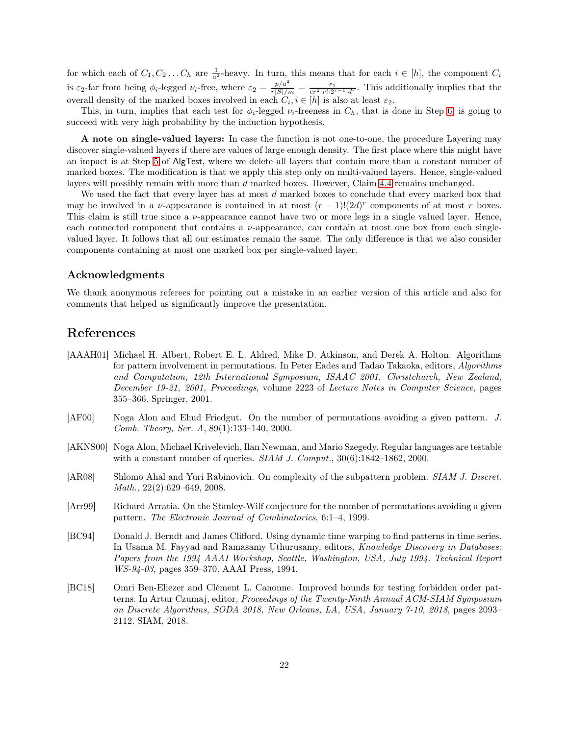for which each of $C_1, C_2 \ldots C_h$ are $\frac{1}{a^2}$-heavy. In turn, this means that for each $i \in [h]$, the component $C_i$ is $\varepsilon_2$-far from being $\phi_i$-legged $\nu_i$-free, where $\varepsilon_2 = \frac{p/a^2}{r|S|/m} = \frac{\varepsilon_1}{cr^2 \cdot r! \cdot 2^{r-1} \cdot d^r}$. This additionally implies that the overall density of the marked boxes involved in each $C_i, i \in [h]$ is also at least $\varepsilon_2$.

This, in turn, implies that each test for $\phi_i$-legged $\nu_i$-freeness in $C_h$, that is done in Step 6, is going to succeed with very high probability by the induction hypothesis.

**A note on single-valued layers:** In case the function is not one-to-one, the procedure Layering may discover single-valued layers if there are values of large enough density. The first place where this might have an impact is at Step 5 of AlgTest, where we delete all layers that contain more than a constant number of marked boxes. The modification is that we apply this step only on multi-valued layers. Hence, single-valued layers will possibly remain with more than $d$ marked boxes. However, Claim 4.4 remains unchanged.

We used the fact that every layer has at most $d$ marked boxes to conclude that every marked box that may be involved in a $\nu$-appearance is contained in at most $(r-1)!(2d)^r$ components of at most $r$ boxes. This claim is still true since a $\nu$-appearance cannot have two or more legs in a single valued layer. Hence, each connected component that contains a $\nu$-appearance, can contain at most one box from each single-valued layer. It follows that all our estimates remain the same. The only difference is that we also consider components containing at most one marked box per single-valued layer.

## Acknowledgments

We thank anonymous referees for pointing out a mistake in an earlier version of this article and also for comments that helped us significantly improve the presentation.

# References

[AAAH01] Michael H. Albert, Robert E. L. Aldred, Mike D. Atkinson, and Derek A. Holton. Algorithms for pattern involvement in permutations. In Peter Eades and Tadao Takaoka, editors, *Algorithms and Computation, 12th International Symposium, ISAAC 2001, Christchurch, New Zealand, December 19-21, 2001, Proceedings*, volume 2223 of *Lecture Notes in Computer Science*, pages 355–366. Springer, 2001.

[AF00] Noga Alon and Ehud Friedgut. On the number of permutations avoiding a given pattern. *J. Comb. Theory, Ser. A*, 89(1):133–140, 2000.

[AKNS00] Noga Alon, Michael Krivelevich, Ilan Newman, and Mario Szegedy. Regular languages are testable with a constant number of queries. *SIAM J. Comput.*, 30(6):1842–1862, 2000.

[AR08] Shlomo Ahal and Yuri Rabinovich. On complexity of the subpattern problem. *SIAM J. Discret. Math.*, 22(2):629–649, 2008.

[Arr99] Richard Arratia. On the Stanley-Wilf conjecture for the number of permutations avoiding a given pattern. *The Electronic Journal of Combinatorics*, 6:1–4, 1999.

[BC94] Donald J. Berndt and James Clifford. Using dynamic time warping to find patterns in time series. In Usama M. Fayyad and Ramasamy Uthurusamy, editors, *Knowledge Discovery in Databases: Papers from the 1994 AAAI Workshop, Seattle, Washington, USA, July 1994. Technical Report WS-94-03*, pages 359–370. AAAI Press, 1994.

[BC18] Omri Ben-Eliezer and Clément L. Canonne. Improved bounds for testing forbidden order patterns. In Artur Czumaj, editor, *Proceedings of the Twenty-Ninth Annual ACM-SIAM Symposium on Discrete Algorithms, SODA 2018, New Orleans, LA, USA, January 7-10, 2018*, pages 2093–2112. SIAM, 2018.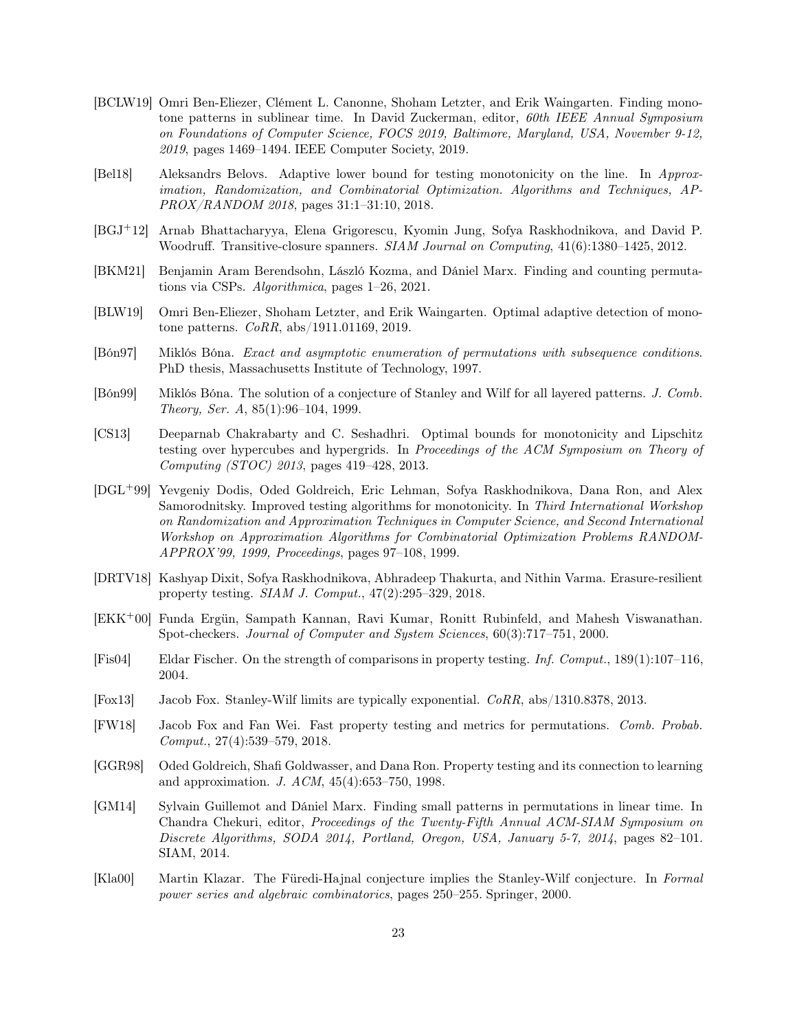[BCLW19] Omri Ben-Eliezer, Clément L. Canonne, Shoham Letzter, and Erik Waingarten. Finding monotone patterns in sublinear time. In David Zuckerman, editor, *60th IEEE Annual Symposium on Foundations of Computer Science, FOCS 2019, Baltimore, Maryland, USA, November 9-12, 2019*, pages 1469–1494. IEEE Computer Society, 2019.

[Bel18] Aleksandrs Belovs. Adaptive lower bound for testing monotonicity on the line. In *Approximation, Randomization, and Combinatorial Optimization. Algorithms and Techniques, APPROX/RANDOM 2018*, pages 31:1–31:10, 2018.

[BGJ+12] Arnab Bhattacharyya, Elena Grigorescu, Kyomin Jung, Sofya Raskhodnikova, and David P. Woodruff. Transitive-closure spanners. *SIAM Journal on Computing*, 41(6):1380–1425, 2012.

[BKM21] Benjamin Aram Berendsohn, László Kozma, and Dániel Marx. Finding and counting permutations via CSPs. *Algorithmica*, pages 1–26, 2021.

[BLW19] Omri Ben-Eliezer, Shoham Letzter, and Erik Waingarten. Optimal adaptive detection of monotone patterns. *CoRR*, abs/1911.01169, 2019.

[Bón97] Miklós Bóna. *Exact and asymptotic enumeration of permutations with subsequence conditions*. PhD thesis, Massachusetts Institute of Technology, 1997.

[Bón99] Miklós Bóna. The solution of a conjecture of Stanley and Wilf for all layered patterns. *J. Comb. Theory, Ser. A*, 85(1):96–104, 1999.

[CS13] Deeparnab Chakrabarty and C. Seshadhri. Optimal bounds for monotonicity and Lipschitz testing over hypercubes and hypergrids. In *Proceedings of the ACM Symposium on Theory of Computing (STOC) 2013*, pages 419–428, 2013.

[DGL+99] Yevgeniy Dodis, Oded Goldreich, Eric Lehman, Sofya Raskhodnikova, Dana Ron, and Alex Samorodnitsky. Improved testing algorithms for monotonicity. In *Third International Workshop on Randomization and Approximation Techniques in Computer Science, and Second International Workshop on Approximation Algorithms for Combinatorial Optimization Problems RANDOM-APPROX'99, 1999, Proceedings*, pages 97–108, 1999.

[DRTV18] Kashyap Dixit, Sofya Raskhodnikova, Abhradeep Thakurta, and Nithin Varma. Erasure-resilient property testing. *SIAM J. Comput.*, 47(2):295–329, 2018.

[EKK+00] Funda Ergün, Sampath Kannan, Ravi Kumar, Ronitt Rubinfeld, and Mahesh Viswanathan. Spot-checkers. *Journal of Computer and System Sciences*, 60(3):717–751, 2000.

[Fis04] Eldar Fischer. On the strength of comparisons in property testing. *Inf. Comput.*, 189(1):107–116, 2004.

[Fox13] Jacob Fox. Stanley-Wilf limits are typically exponential. *CoRR*, abs/1310.8378, 2013.

[FW18] Jacob Fox and Fan Wei. Fast property testing and metrics for permutations. *Comb. Probab. Comput.*, 27(4):539–579, 2018.

[GGR98] Oded Goldreich, Shafi Goldwasser, and Dana Ron. Property testing and its connection to learning and approximation. *J. ACM*, 45(4):653–750, 1998.

[GM14] Sylvain Guillemot and Dániel Marx. Finding small patterns in permutations in linear time. In Chandra Chekuri, editor, *Proceedings of the Twenty-Fifth Annual ACM-SIAM Symposium on Discrete Algorithms, SODA 2014, Portland, Oregon, USA, January 5-7, 2014*, pages 82–101. SIAM, 2014.

[Kla00] Martin Klazar. The Füredi-Hajnal conjecture implies the Stanley-Wilf conjecture. In *Formal power series and algebraic combinatorics*, pages 250–255. Springer, 2000.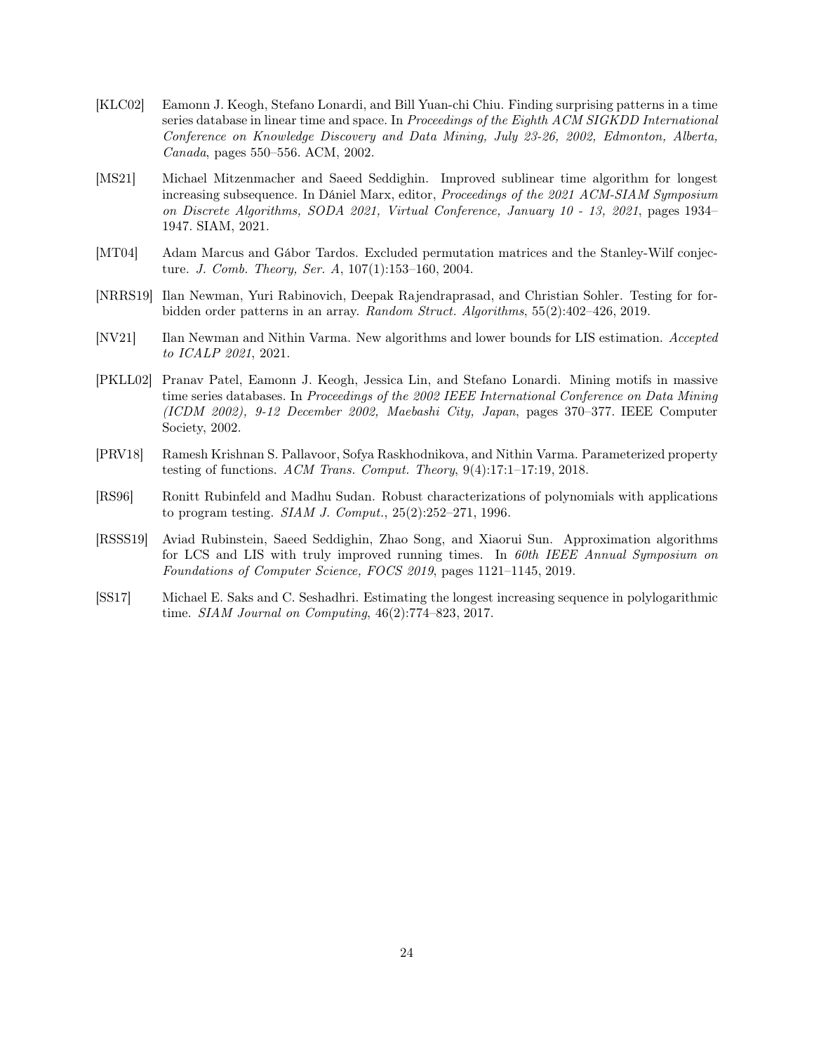[KLC02] Eamonn J. Keogh, Stefano Lonardi, and Bill Yuan-chi Chiu. Finding surprising patterns in a time series database in linear time and space. In *Proceedings of the Eighth ACM SIGKDD International Conference on Knowledge Discovery and Data Mining, July 23-26, 2002, Edmonton, Alberta, Canada*, pages 550–556. ACM, 2002.

[MS21] Michael Mitzenmacher and Saeed Seddighin. Improved sublinear time algorithm for longest increasing subsequence. In Dániel Marx, editor, *Proceedings of the 2021 ACM-SIAM Symposium on Discrete Algorithms, SODA 2021, Virtual Conference, January 10 - 13, 2021*, pages 1934–1947. SIAM, 2021.

[MT04] Adam Marcus and Gábor Tardos. Excluded permutation matrices and the Stanley-Wilf conjecture. *J. Comb. Theory, Ser. A*, 107(1):153–160, 2004.

[NRRS19] Ilan Newman, Yuri Rabinovich, Deepak Rajendraprasad, and Christian Sohler. Testing for forbidden order patterns in an array. *Random Struct. Algorithms*, 55(2):402–426, 2019.

[NV21] Ilan Newman and Nithin Varma. New algorithms and lower bounds for LIS estimation. *Accepted to ICALP 2021*, 2021.

[PKLL02] Pranav Patel, Eamonn J. Keogh, Jessica Lin, and Stefano Lonardi. Mining motifs in massive time series databases. In *Proceedings of the 2002 IEEE International Conference on Data Mining (ICDM 2002), 9-12 December 2002, Maebashi City, Japan*, pages 370–377. IEEE Computer Society, 2002.

[PRV18] Ramesh Krishnan S. Pallavoor, Sofya Raskhodnikova, and Nithin Varma. Parameterized property testing of functions. *ACM Trans. Comput. Theory*, 9(4):17:1–17:19, 2018.

[RS96] Ronitt Rubinfeld and Madhu Sudan. Robust characterizations of polynomials with applications to program testing. *SIAM J. Comput.*, 25(2):252–271, 1996.

[RSSS19] Aviad Rubinstein, Saeed Seddighin, Zhao Song, and Xiaorui Sun. Approximation algorithms for LCS and LIS with truly improved running times. In *60th IEEE Annual Symposium on Foundations of Computer Science, FOCS 2019*, pages 1121–1145, 2019.

[SS17] Michael E. Saks and C. Seshadhri. Estimating the longest increasing sequence in polylogarithmic time. *SIAM Journal on Computing*, 46(2):774–823, 2017.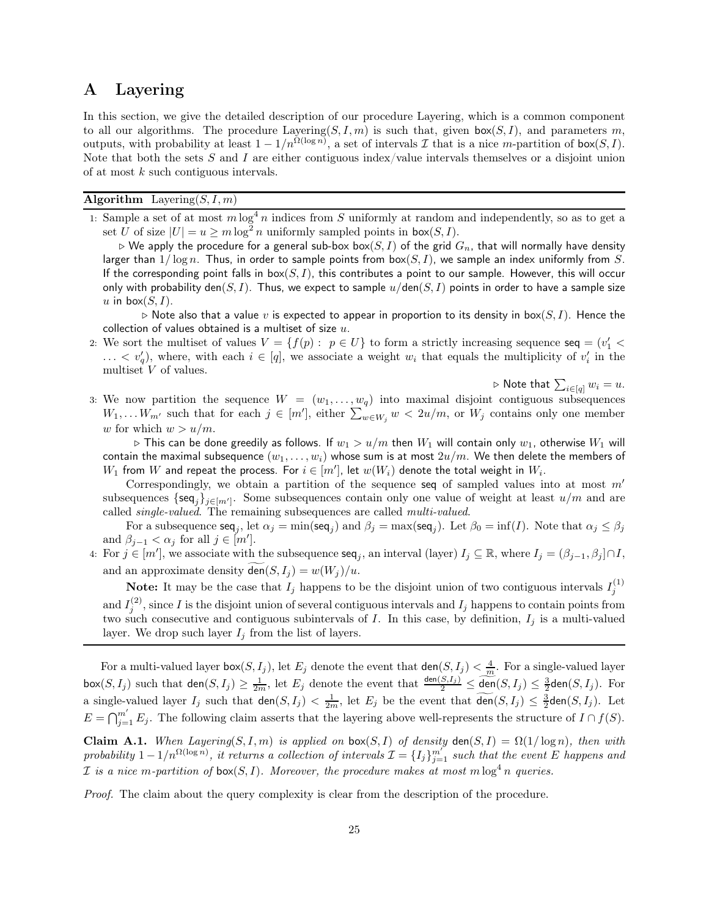# A Layering

In this section, we give the detailed description of our procedure Layering, which is a common component to all our algorithms. The procedure Layering$(S, I, m)$ is such that, given $\mathsf{box}(S, I)$, and parameters $m$, outputs, with probability at least $1 - 1/n^{\Omega(\log n)}$, a set of intervals $\mathcal{I}$ that is a nice $m$-partition of $\mathsf{box}(S, I)$. Note that both the sets $S$ and $I$ are either contiguous index/value intervals themselves or a disjoint union of at most $k$ such contiguous intervals.

**Algorithm** Layering$(S, I, m)$

1: Sample a set of at most $m \log^4 n$ indices from $S$ uniformly at random and independently, so as to get a set $U$ of size $|U| = u \geq m \log^2 n$ uniformly sampled points in $\mathsf{box}(S, I)$.

▷ We apply the procedure for a general sub-box $\mathsf{box}(S, I)$ of the grid $G_n$, that will normally have density larger than $1/\log n$. Thus, in order to sample points from $\mathsf{box}(S, I)$, we sample an index uniformly from $S$. If the corresponding point falls in $\mathsf{box}(S, I)$, this contributes a point to our sample. However, this will occur only with probability $\mathsf{den}(S, I)$. Thus, we expect to sample $u/\mathsf{den}(S, I)$ points in order to have a sample size $u$ in $\mathsf{box}(S, I)$.

▷ Note also that a value $v$ is expected to appear in proportion to its density in $\mathsf{box}(S, I)$. Hence the collection of values obtained is a multiset of size $u$.

2: We sort the multiset of values $V = \{f(p) : p \in U\}$ to form a strictly increasing sequence $\mathsf{seq} = (v'_1 < \ldots < v'_q)$, where, with each $i \in [q]$, we associate a weight $w_i$ that equals the multiplicity of $v'_i$ in the multiset $V$ of values.

▷ Note that $\sum_{i \in [q]} w_i = u$.

3: We now partition the sequence $W = (w_1, \ldots, w_q)$ into maximal disjoint contiguous subsequences $W_1, \ldots W_{m'}$ such that for each $j \in [m']$, either $\sum_{w \in W_j} w < 2u/m$, or $W_j$ contains only one member $w$ for which $w > u/m$.

▷ This can be done greedily as follows. If $w_1 > u/m$ then $W_1$ will contain only $w_1$, otherwise $W_1$ will contain the maximal subsequence $(w_1, \ldots, w_i)$ whose sum is at most $2u/m$. We then delete the members of $W_1$ from $W$ and repeat the process. For $i \in [m']$, let $w(W_i)$ denote the total weight in $W_i$.

Correspondingly, we obtain a partition of the sequence $\mathsf{seq}$ of sampled values into at most $m'$ subsequences $\{\mathsf{seq}_j\}_{j \in [m']}$. Some subsequences contain only one value of weight at least $u/m$ and are called *single-valued*. The remaining subsequences are called *multi-valued*.

For a subsequence $\mathsf{seq}_j$, let $\alpha_j = \min(\mathsf{seq}_j)$ and $\beta_j = \max(\mathsf{seq}_j)$. Let $\beta_0 = \inf(I)$. Note that $\alpha_j \leq \beta_j$ and $\beta_{j-1} < \alpha_j$ for all $j \in [m']$.

4: For $j \in [m']$, we associate with the subsequence $\mathsf{seq}_j$, an interval (layer) $I_j \subseteq \mathbb{R}$, where $I_j = (\beta_{j-1}, \beta_j] \cap I$, and an approximate density $\widetilde{\mathsf{den}}(S, I_j) = w(W_j)/u$.

**Note:** It may be the case that $I_j$ happens to be the disjoint union of two contiguous intervals $I_j^{(1)}$ and $I_j^{(2)}$, since $I$ is the disjoint union of several contiguous intervals and $I_j$ happens to contain points from two such consecutive and contiguous subintervals of $I$. In this case, by definition, $I_j$ is a multi-valued layer. We drop such layer $I_j$ from the list of layers.

---

For a multi-valued layer $\mathsf{box}(S, I_j)$, let $E_j$ denote the event that $\mathsf{den}(S, I_j) < \frac{4}{m}$. For a single-valued layer $\mathsf{box}(S, I_j)$ such that $\mathsf{den}(S, I_j) \geq \frac{1}{2m}$, let $E_j$ denote the event that $\frac{\mathsf{den}(S, I_j)}{2} \leq \widetilde{\mathsf{den}}(S, I_j) \leq \frac{3}{2}\mathsf{den}(S, I_j)$. For a single-valued layer $I_j$ such that $\mathsf{den}(S, I_j) < \frac{1}{2m}$, let $E_j$ be the event that $\widetilde{\mathsf{den}}(S, I_j) \leq \frac{3}{2}\mathsf{den}(S, I_j)$. Let $E = \bigcap_{j=1}^{m'} E_j$. The following claim asserts that the layering above well-represents the structure of $I \cap f(S)$.

**Claim A.1.** *When Layering$(S, I, m)$ is applied on $\mathsf{box}(S, I)$ of density $\mathsf{den}(S, I) = \Omega(1/\log n)$, then with probability $1 - 1/n^{\Omega(\log n)}$, it returns a collection of intervals $\mathcal{I} = \{I_j\}_{j=1}^{m'}$ such that the event $E$ happens and $\mathcal{I}$ is a nice $m$-partition of $\mathsf{box}(S, I)$. Moreover, the procedure makes at most $m \log^4 n$ queries.*

*Proof.* The claim about the query complexity is clear from the description of the procedure.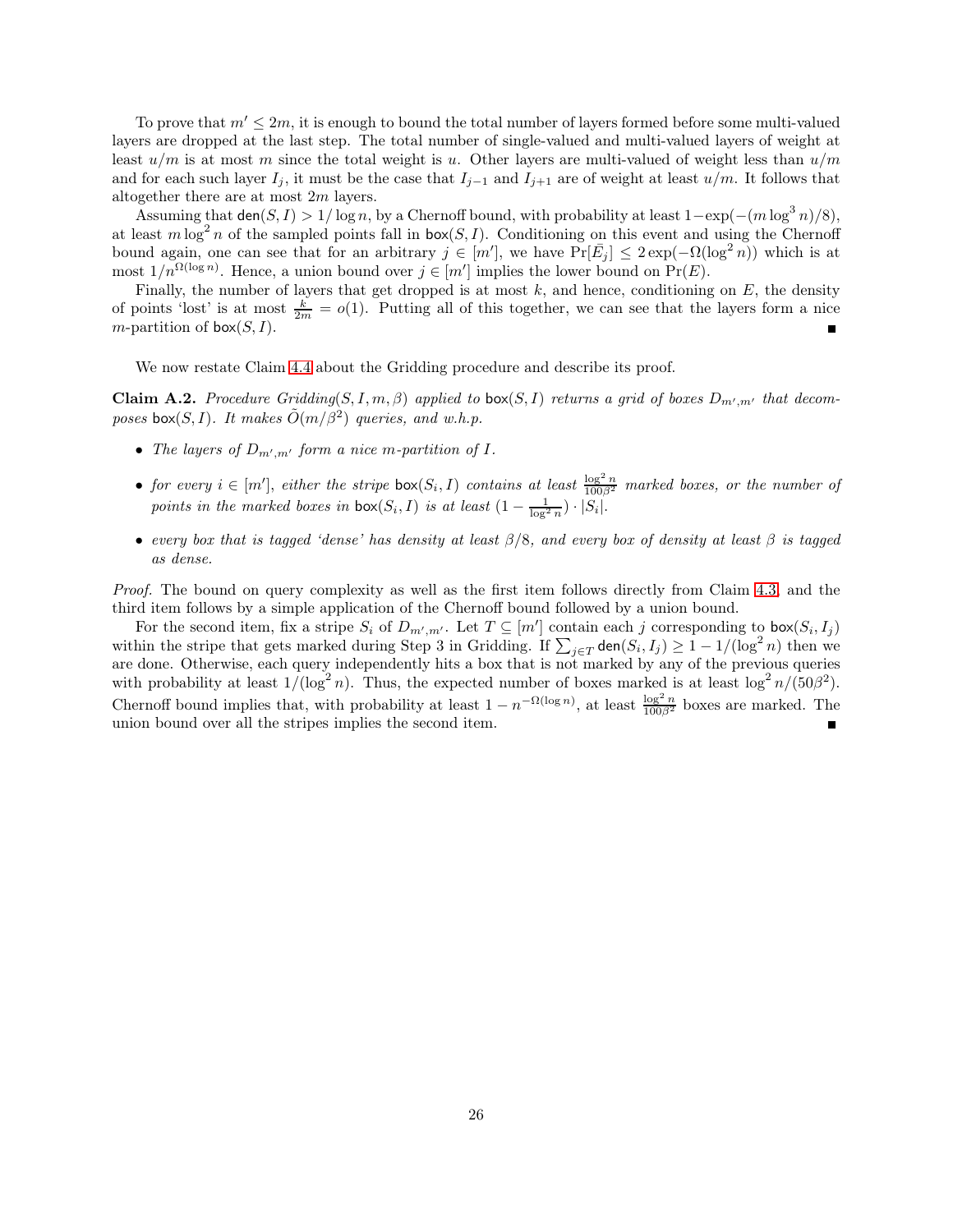To prove that $m' \leq 2m$, it is enough to bound the total number of layers formed before some multi-valued layers are dropped at the last step. The total number of single-valued and multi-valued layers of weight at least $u/m$ is at most $m$ since the total weight is $u$. Other layers are multi-valued of weight less than $u/m$ and for each such layer $I_j$, it must be the case that $I_{j-1}$ and $I_{j+1}$ are of weight at least $u/m$. It follows that altogether there are at most $2m$ layers.

Assuming that $\mathsf{den}(S, I) > 1/\log n$, by a Chernoff bound, with probability at least $1 - \exp(-(m \log^3 n)/8)$, at least $m \log^2 n$ of the sampled points fall in $\mathsf{box}(S, I)$. Conditioning on this event and using the Chernoff bound again, one can see that for an arbitrary $j \in [m']$, we have $\Pr[\bar{E}_j] \leq 2\exp(-\Omega(\log^2 n))$ which is at most $1/n^{\Omega(\log n)}$. Hence, a union bound over $j \in [m']$ implies the lower bound on $\Pr(E)$.

Finally, the number of layers that get dropped is at most $k$, and hence, conditioning on $E$, the density of points 'lost' is at most $\frac{k}{2m} = o(1)$. Putting all of this together, we can see that the layers form a nice $m$-partition of $\mathsf{box}(S, I)$. ∎

We now restate Claim 4.4 about the Gridding procedure and describe its proof.

**Claim A.2.** *Procedure Gridding$(S, I, m, \beta)$ applied to $\mathsf{box}(S, I)$ returns a grid of boxes $D_{m',m'}$ that decomposes $\mathsf{box}(S, I)$. It makes $\tilde{O}(m/\beta^2)$ queries, and w.h.p.*

- *The layers of $D_{m',m'}$ form a nice $m$-partition of $I$.*
- *for every $i \in [m']$, either the stripe $\mathsf{box}(S_i, I)$ contains at least $\frac{\log^2 n}{100\beta^2}$ marked boxes, or the number of points in the marked boxes in $\mathsf{box}(S_i, I)$ is at least $(1 - \frac{1}{\log^2 n}) \cdot |S_i|$.*
- *every box that is tagged 'dense' has density at least $\beta/8$, and every box of density at least $\beta$ is tagged as dense.*

*Proof.* The bound on query complexity as well as the first item follows directly from Claim 4.3, and the third item follows by a simple application of the Chernoff bound followed by a union bound.

For the second item, fix a stripe $S_i$ of $D_{m',m'}$. Let $T \subseteq [m']$ contain each $j$ corresponding to $\mathsf{box}(S_i, I_j)$ within the stripe that gets marked during Step 3 in Gridding. If $\sum_{j \in T} \mathsf{den}(S_i, I_j) \geq 1 - 1/(\log^2 n)$ then we are done. Otherwise, each query independently hits a box that is not marked by any of the previous queries with probability at least $1/(\log^2 n)$. Thus, the expected number of boxes marked is at least $\log^2 n/(50\beta^2)$. Chernoff bound implies that, with probability at least $1 - n^{-\Omega(\log n)}$, at least $\frac{\log^2 n}{100\beta^2}$ boxes are marked. The union bound over all the stripes implies the second item. ∎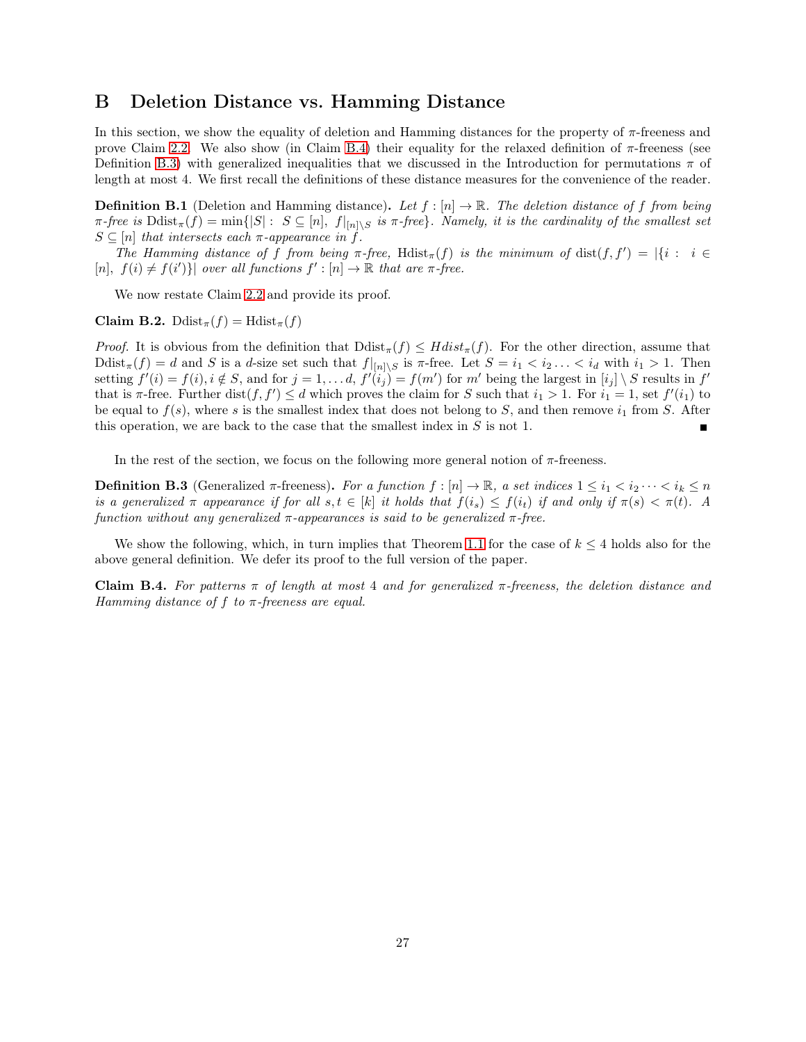# B Deletion Distance vs. Hamming Distance

In this section, we show the equality of deletion and Hamming distances for the property of $\pi$-freeness and prove Claim 2.2. We also show (in Claim B.4) their equality for the relaxed definition of $\pi$-freeness (see Definition B.3) with generalized inequalities that we discussed in the Introduction for permutations $\pi$ of length at most 4. We first recall the definitions of these distance measures for the convenience of the reader.

**Definition B.1** (Deletion and Hamming distance)**.** *Let $f : [n] \to \mathbb{R}$. The deletion distance of $f$ from being $\pi$-free is $\text{Ddist}_\pi(f) = \min\{|S| : S \subseteq [n], f|_{[n]\setminus S}$ is $\pi$-free$\}$. Namely, it is the cardinality of the smallest set $S \subseteq [n]$ that intersects each $\pi$-appearance in $f$.*

*The Hamming distance of $f$ from being $\pi$-free, $\text{Hdist}_\pi(f)$ is the minimum of $\text{dist}(f, f') = |\{i : i \in [n], f(i) \neq f(i')\}|$ over all functions $f' : [n] \to \mathbb{R}$ that are $\pi$-free.*

We now restate Claim 2.2 and provide its proof.

**Claim B.2.** $\text{Ddist}_\pi(f) = \text{Hdist}_\pi(f)$

*Proof.* It is obvious from the definition that $\text{Ddist}_\pi(f) \leq Hdist_\pi(f)$. For the other direction, assume that $\text{Ddist}_\pi(f) = d$ and $S$ is a $d$-size set such that $f|_{[n]\setminus S}$ is $\pi$-free. Let $S = i_1 < i_2 \ldots < i_d$ with $i_1 > 1$. Then setting $f'(i) = f(i), i \notin S$, and for $j = 1, \ldots d$, $f'(i_j) = f(m')$ for $m'$ being the largest in $[i_j] \setminus S$ results in $f'$ that is $\pi$-free. Further $\text{dist}(f, f') \leq d$ which proves the claim for $S$ such that $i_1 > 1$. For $i_1 = 1$, set $f'(i_1)$ to be equal to $f(s)$, where $s$ is the smallest index that does not belong to $S$, and then remove $i_1$ from $S$. After this operation, we are back to the case that the smallest index in $S$ is not 1. ∎

In the rest of the section, we focus on the following more general notion of $\pi$-freeness.

**Definition B.3** (Generalized $\pi$-freeness)**.** *For a function $f : [n] \to \mathbb{R}$, a set indices $1 \leq i_1 < i_2 \cdots < i_k \leq n$ is a generalized $\pi$ appearance if for all $s, t \in [k]$ it holds that $f(i_s) \leq f(i_t)$ if and only if $\pi(s) < \pi(t)$. A function without any generalized $\pi$-appearances is said to be generalized $\pi$-free.*

We show the following, which, in turn implies that Theorem 1.1 for the case of $k \leq 4$ holds also for the above general definition. We defer its proof to the full version of the paper.

**Claim B.4.** *For patterns $\pi$ of length at most 4 and for generalized $\pi$-freeness, the deletion distance and Hamming distance of $f$ to $\pi$-freeness are equal.*